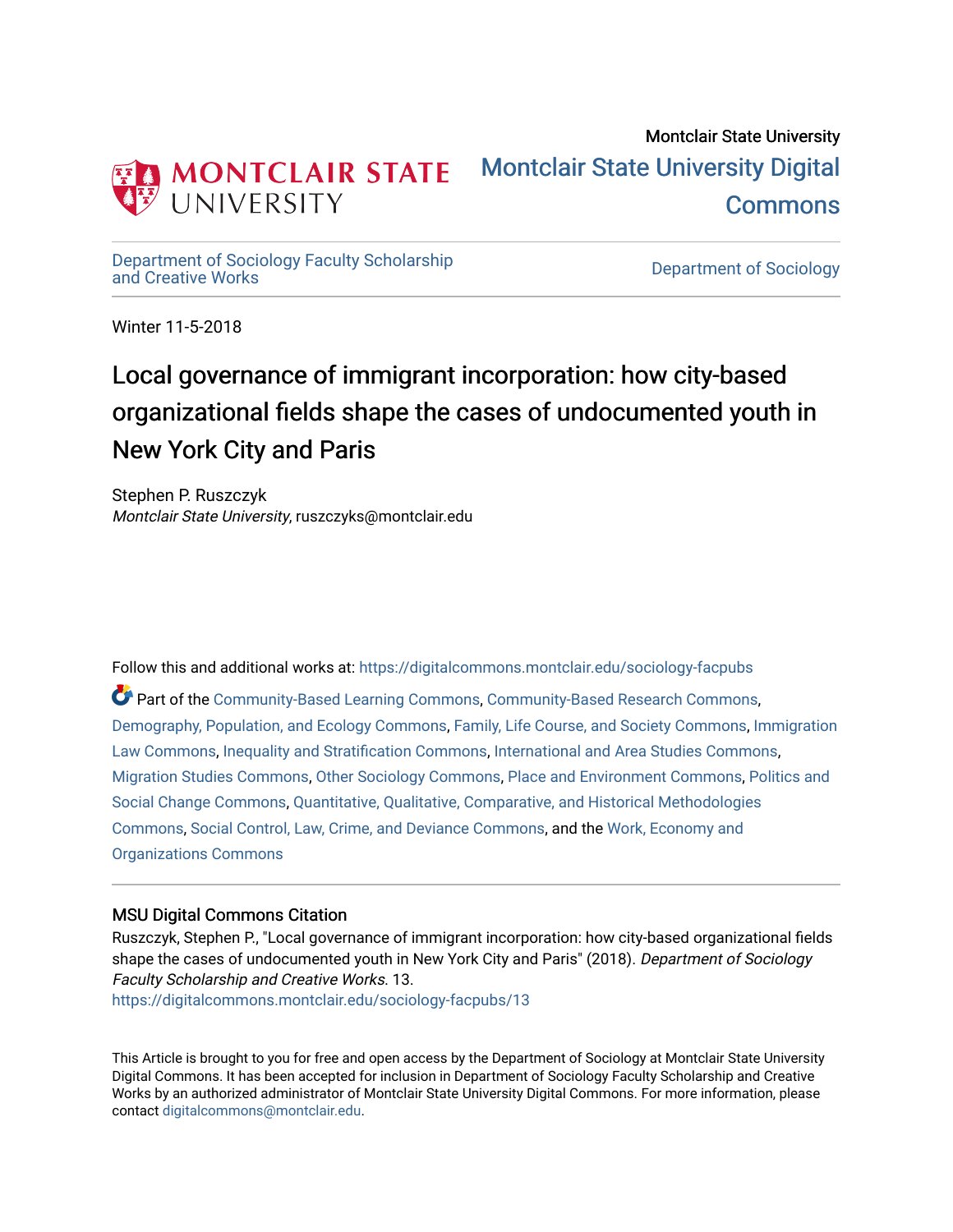Montclair State University

# Montclair State University Digital Commons

Department of Sociology Faculty Scholarship and Creative Works | Department of Sociology

Winter 11-5-2018

# Local governance of immigrant incorporation: how city-based organizational fields shape the cases of undocumented youth in New York City and Paris

Stephen P. Ruszczyk
*Montclair State University*, ruszczyks@montclair.edu

Follow this and additional works at: https://digitalcommons.montclair.edu/sociology-facpubs

Part of the Community-Based Learning Commons, Community-Based Research Commons, Demography, Population, and Ecology Commons, Family, Life Course, and Society Commons, Immigration Law Commons, Inequality and Stratification Commons, International and Area Studies Commons, Migration Studies Commons, Other Sociology Commons, Place and Environment Commons, Politics and Social Change Commons, Quantitative, Qualitative, Comparative, and Historical Methodologies Commons, Social Control, Law, Crime, and Deviance Commons, and the Work, Economy and Organizations Commons

### MSU Digital Commons Citation

Ruszczyk, Stephen P., "Local governance of immigrant incorporation: how city-based organizational fields shape the cases of undocumented youth in New York City and Paris" (2018). *Department of Sociology Faculty Scholarship and Creative Works*. 13.
https://digitalcommons.montclair.edu/sociology-facpubs/13

This Article is brought to you for free and open access by the Department of Sociology at Montclair State University Digital Commons. It has been accepted for inclusion in Department of Sociology Faculty Scholarship and Creative Works by an authorized administrator of Montclair State University Digital Commons. For more information, please contact digitalcommons@montclair.edu.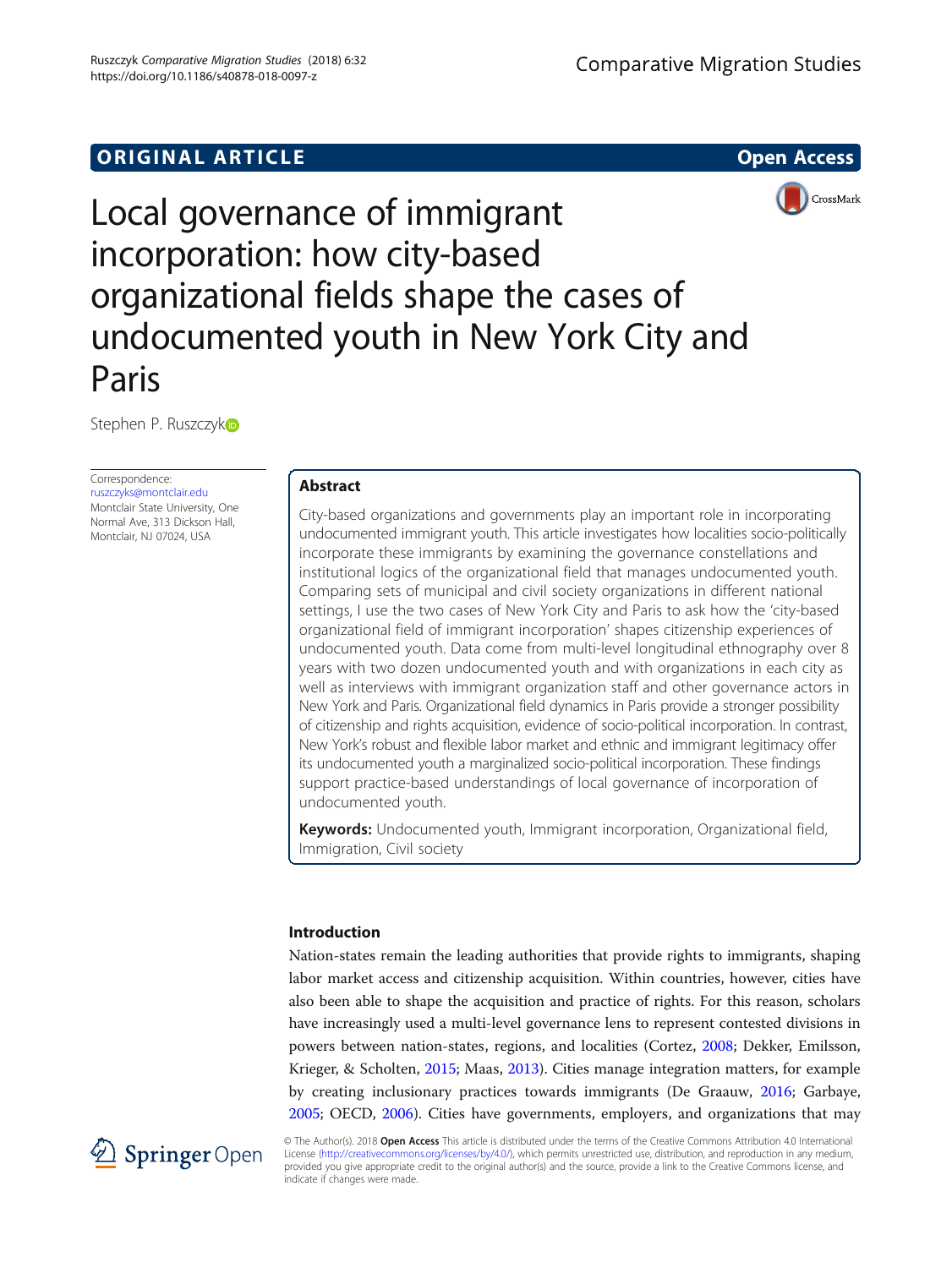# Local governance of immigrant incorporation: how city-based organizational fields shape the cases of undocumented youth in New York City and Paris

Stephen P. Ruszczyk

Correspondence:
ruszczyks@montclair.edu
Montclair State University, One Normal Ave, 313 Dickson Hall, Montclair, NJ 07024, USA

## Abstract

City-based organizations and governments play an important role in incorporating undocumented immigrant youth. This article investigates how localities socio-politically incorporate these immigrants by examining the governance constellations and institutional logics of the organizational field that manages undocumented youth. Comparing sets of municipal and civil society organizations in different national settings, I use the two cases of New York City and Paris to ask how the 'city-based organizational field of immigrant incorporation' shapes citizenship experiences of undocumented youth. Data come from multi-level longitudinal ethnography over 8 years with two dozen undocumented youth and with organizations in each city as well as interviews with immigrant organization staff and other governance actors in New York and Paris. Organizational field dynamics in Paris provide a stronger possibility of citizenship and rights acquisition, evidence of socio-political incorporation. In contrast, New York's robust and flexible labor market and ethnic and immigrant legitimacy offer its undocumented youth a marginalized socio-political incorporation. These findings support practice-based understandings of local governance of incorporation of undocumented youth.

**Keywords:** Undocumented youth, Immigrant incorporation, Organizational field, Immigration, Civil society

## Introduction

Nation-states remain the leading authorities that provide rights to immigrants, shaping labor market access and citizenship acquisition. Within countries, however, cities have also been able to shape the acquisition and practice of rights. For this reason, scholars have increasingly used a multi-level governance lens to represent contested divisions in powers between nation-states, regions, and localities (Cortez, 2008; Dekker, Emilsson, Krieger, & Scholten, 2015; Maas, 2013). Cities manage integration matters, for example by creating inclusionary practices towards immigrants (De Graauw, 2016; Garbaye, 2005; OECD, 2006). Cities have governments, employers, and organizations that may

© The Author(s). 2018 **Open Access** This article is distributed under the terms of the Creative Commons Attribution 4.0 International License (http://creativecommons.org/licenses/by/4.0/), which permits unrestricted use, distribution, and reproduction in any medium, provided you give appropriate credit to the original author(s) and the source, provide a link to the Creative Commons license, and indicate if changes were made.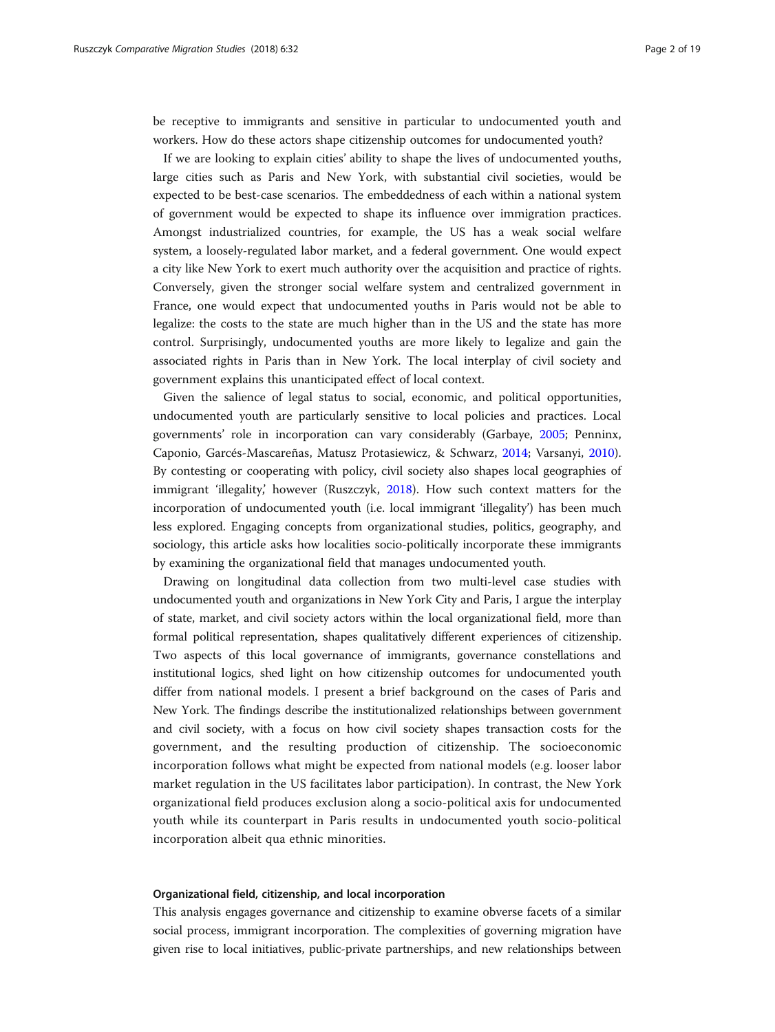be receptive to immigrants and sensitive in particular to undocumented youth and workers. How do these actors shape citizenship outcomes for undocumented youth?

If we are looking to explain cities' ability to shape the lives of undocumented youths, large cities such as Paris and New York, with substantial civil societies, would be expected to be best-case scenarios. The embeddedness of each within a national system of government would be expected to shape its influence over immigration practices. Amongst industrialized countries, for example, the US has a weak social welfare system, a loosely-regulated labor market, and a federal government. One would expect a city like New York to exert much authority over the acquisition and practice of rights. Conversely, given the stronger social welfare system and centralized government in France, one would expect that undocumented youths in Paris would not be able to legalize: the costs to the state are much higher than in the US and the state has more control. Surprisingly, undocumented youths are more likely to legalize and gain the associated rights in Paris than in New York. The local interplay of civil society and government explains this unanticipated effect of local context.

Given the salience of legal status to social, economic, and political opportunities, undocumented youth are particularly sensitive to local policies and practices. Local governments' role in incorporation can vary considerably (Garbaye, 2005; Penninx, Caponio, Garcés-Mascareñas, Matusz Protasiewicz, & Schwarz, 2014; Varsanyi, 2010). By contesting or cooperating with policy, civil society also shapes local geographies of immigrant 'illegality,' however (Ruszczyk, 2018). How such context matters for the incorporation of undocumented youth (i.e. local immigrant 'illegality') has been much less explored. Engaging concepts from organizational studies, politics, geography, and sociology, this article asks how localities socio-politically incorporate these immigrants by examining the organizational field that manages undocumented youth.

Drawing on longitudinal data collection from two multi-level case studies with undocumented youth and organizations in New York City and Paris, I argue the interplay of state, market, and civil society actors within the local organizational field, more than formal political representation, shapes qualitatively different experiences of citizenship. Two aspects of this local governance of immigrants, governance constellations and institutional logics, shed light on how citizenship outcomes for undocumented youth differ from national models. I present a brief background on the cases of Paris and New York. The findings describe the institutionalized relationships between government and civil society, with a focus on how civil society shapes transaction costs for the government, and the resulting production of citizenship. The socioeconomic incorporation follows what might be expected from national models (e.g. looser labor market regulation in the US facilitates labor participation). In contrast, the New York organizational field produces exclusion along a socio-political axis for undocumented youth while its counterpart in Paris results in undocumented youth socio-political incorporation albeit qua ethnic minorities.

### Organizational field, citizenship, and local incorporation

This analysis engages governance and citizenship to examine obverse facets of a similar social process, immigrant incorporation. The complexities of governing migration have given rise to local initiatives, public-private partnerships, and new relationships between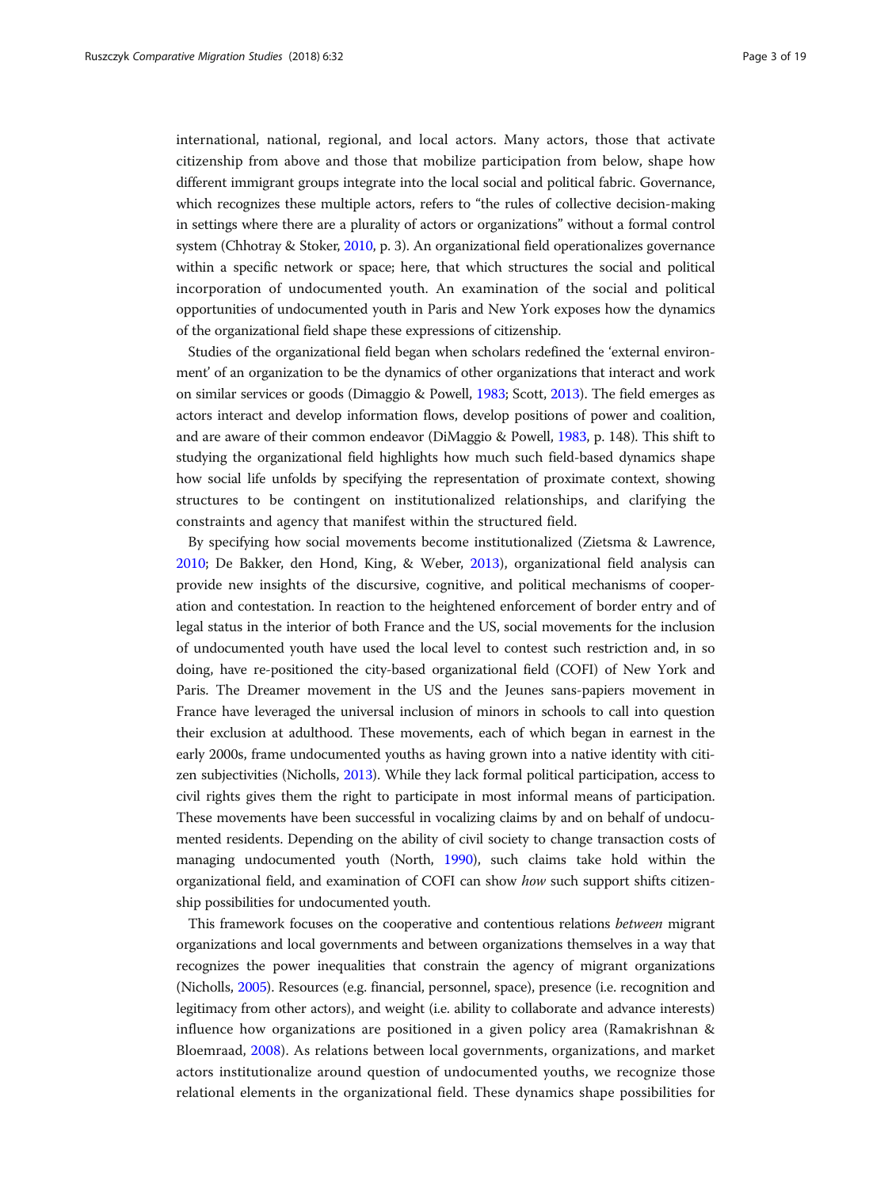international, national, regional, and local actors. Many actors, those that activate citizenship from above and those that mobilize participation from below, shape how different immigrant groups integrate into the local social and political fabric. Governance, which recognizes these multiple actors, refers to "the rules of collective decision-making in settings where there are a plurality of actors or organizations" without a formal control system (Chhotray & Stoker, 2010, p. 3). An organizational field operationalizes governance within a specific network or space; here, that which structures the social and political incorporation of undocumented youth. An examination of the social and political opportunities of undocumented youth in Paris and New York exposes how the dynamics of the organizational field shape these expressions of citizenship.

Studies of the organizational field began when scholars redefined the 'external environment' of an organization to be the dynamics of other organizations that interact and work on similar services or goods (Dimaggio & Powell, 1983; Scott, 2013). The field emerges as actors interact and develop information flows, develop positions of power and coalition, and are aware of their common endeavor (DiMaggio & Powell, 1983, p. 148). This shift to studying the organizational field highlights how much such field-based dynamics shape how social life unfolds by specifying the representation of proximate context, showing structures to be contingent on institutionalized relationships, and clarifying the constraints and agency that manifest within the structured field.

By specifying how social movements become institutionalized (Zietsma & Lawrence, 2010; De Bakker, den Hond, King, & Weber, 2013), organizational field analysis can provide new insights of the discursive, cognitive, and political mechanisms of cooperation and contestation. In reaction to the heightened enforcement of border entry and of legal status in the interior of both France and the US, social movements for the inclusion of undocumented youth have used the local level to contest such restriction and, in so doing, have re-positioned the city-based organizational field (COFI) of New York and Paris. The Dreamer movement in the US and the Jeunes sans-papiers movement in France have leveraged the universal inclusion of minors in schools to call into question their exclusion at adulthood. These movements, each of which began in earnest in the early 2000s, frame undocumented youths as having grown into a native identity with citizen subjectivities (Nicholls, 2013). While they lack formal political participation, access to civil rights gives them the right to participate in most informal means of participation. These movements have been successful in vocalizing claims by and on behalf of undocumented residents. Depending on the ability of civil society to change transaction costs of managing undocumented youth (North, 1990), such claims take hold within the organizational field, and examination of COFI can show *how* such support shifts citizenship possibilities for undocumented youth.

This framework focuses on the cooperative and contentious relations *between* migrant organizations and local governments and between organizations themselves in a way that recognizes the power inequalities that constrain the agency of migrant organizations (Nicholls, 2005). Resources (e.g. financial, personnel, space), presence (i.e. recognition and legitimacy from other actors), and weight (i.e. ability to collaborate and advance interests) influence how organizations are positioned in a given policy area (Ramakrishnan & Bloemraad, 2008). As relations between local governments, organizations, and market actors institutionalize around question of undocumented youths, we recognize those relational elements in the organizational field. These dynamics shape possibilities for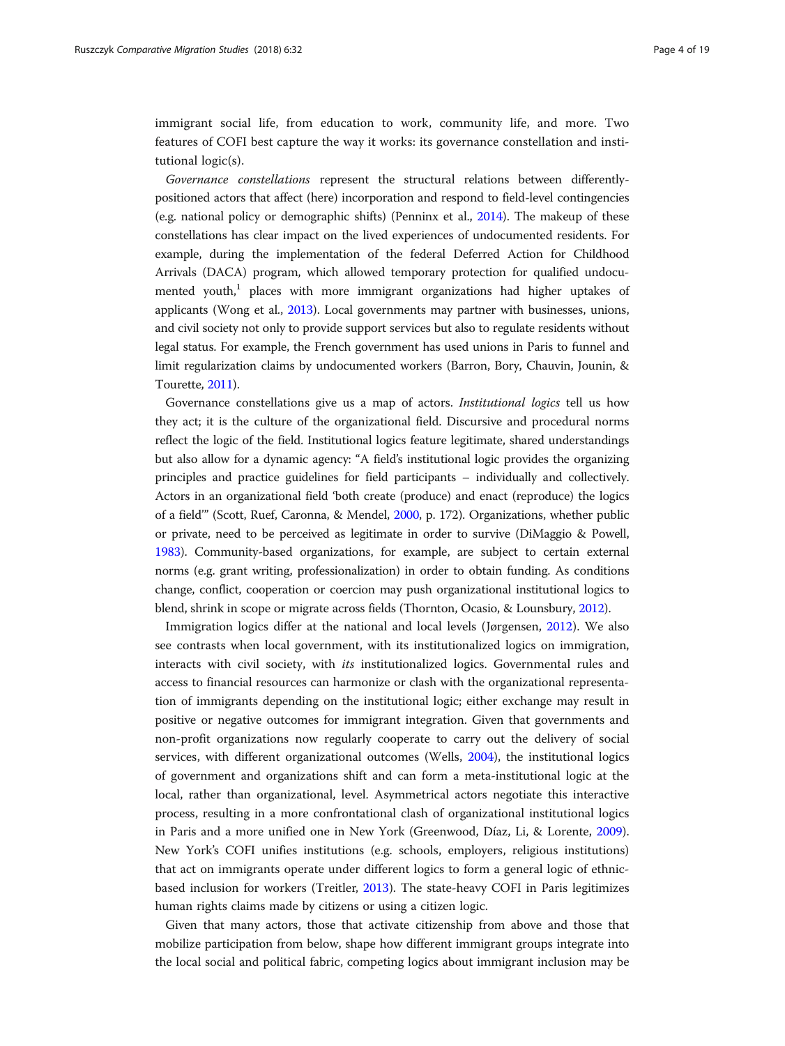immigrant social life, from education to work, community life, and more. Two features of COFI best capture the way it works: its governance constellation and institutional logic(s).

*Governance constellations* represent the structural relations between differently-positioned actors that affect (here) incorporation and respond to field-level contingencies (e.g. national policy or demographic shifts) (Penninx et al., 2014). The makeup of these constellations has clear impact on the lived experiences of undocumented residents. For example, during the implementation of the federal Deferred Action for Childhood Arrivals (DACA) program, which allowed temporary protection for qualified undocumented youth,[1] places with more immigrant organizations had higher uptakes of applicants (Wong et al., 2013). Local governments may partner with businesses, unions, and civil society not only to provide support services but also to regulate residents without legal status. For example, the French government has used unions in Paris to funnel and limit regularization claims by undocumented workers (Barron, Bory, Chauvin, Jounin, & Tourette, 2011).

Governance constellations give us a map of actors. *Institutional logics* tell us how they act; it is the culture of the organizational field. Discursive and procedural norms reflect the logic of the field. Institutional logics feature legitimate, shared understandings but also allow for a dynamic agency: "A field's institutional logic provides the organizing principles and practice guidelines for field participants – individually and collectively. Actors in an organizational field 'both create (produce) and enact (reproduce) the logics of a field'" (Scott, Ruef, Caronna, & Mendel, 2000, p. 172). Organizations, whether public or private, need to be perceived as legitimate in order to survive (DiMaggio & Powell, 1983). Community-based organizations, for example, are subject to certain external norms (e.g. grant writing, professionalization) in order to obtain funding. As conditions change, conflict, cooperation or coercion may push organizational institutional logics to blend, shrink in scope or migrate across fields (Thornton, Ocasio, & Lounsbury, 2012).

Immigration logics differ at the national and local levels (Jørgensen, 2012). We also see contrasts when local government, with its institutionalized logics on immigration, interacts with civil society, with *its* institutionalized logics. Governmental rules and access to financial resources can harmonize or clash with the organizational representation of immigrants depending on the institutional logic; either exchange may result in positive or negative outcomes for immigrant integration. Given that governments and non-profit organizations now regularly cooperate to carry out the delivery of social services, with different organizational outcomes (Wells, 2004), the institutional logics of government and organizations shift and can form a meta-institutional logic at the local, rather than organizational, level. Asymmetrical actors negotiate this interactive process, resulting in a more confrontational clash of organizational institutional logics in Paris and a more unified one in New York (Greenwood, Díaz, Li, & Lorente, 2009). New York's COFI unifies institutions (e.g. schools, employers, religious institutions) that act on immigrants operate under different logics to form a general logic of ethnic-based inclusion for workers (Treitler, 2013). The state-heavy COFI in Paris legitimizes human rights claims made by citizens or using a citizen logic.

Given that many actors, those that activate citizenship from above and those that mobilize participation from below, shape how different immigrant groups integrate into the local social and political fabric, competing logics about immigrant inclusion may be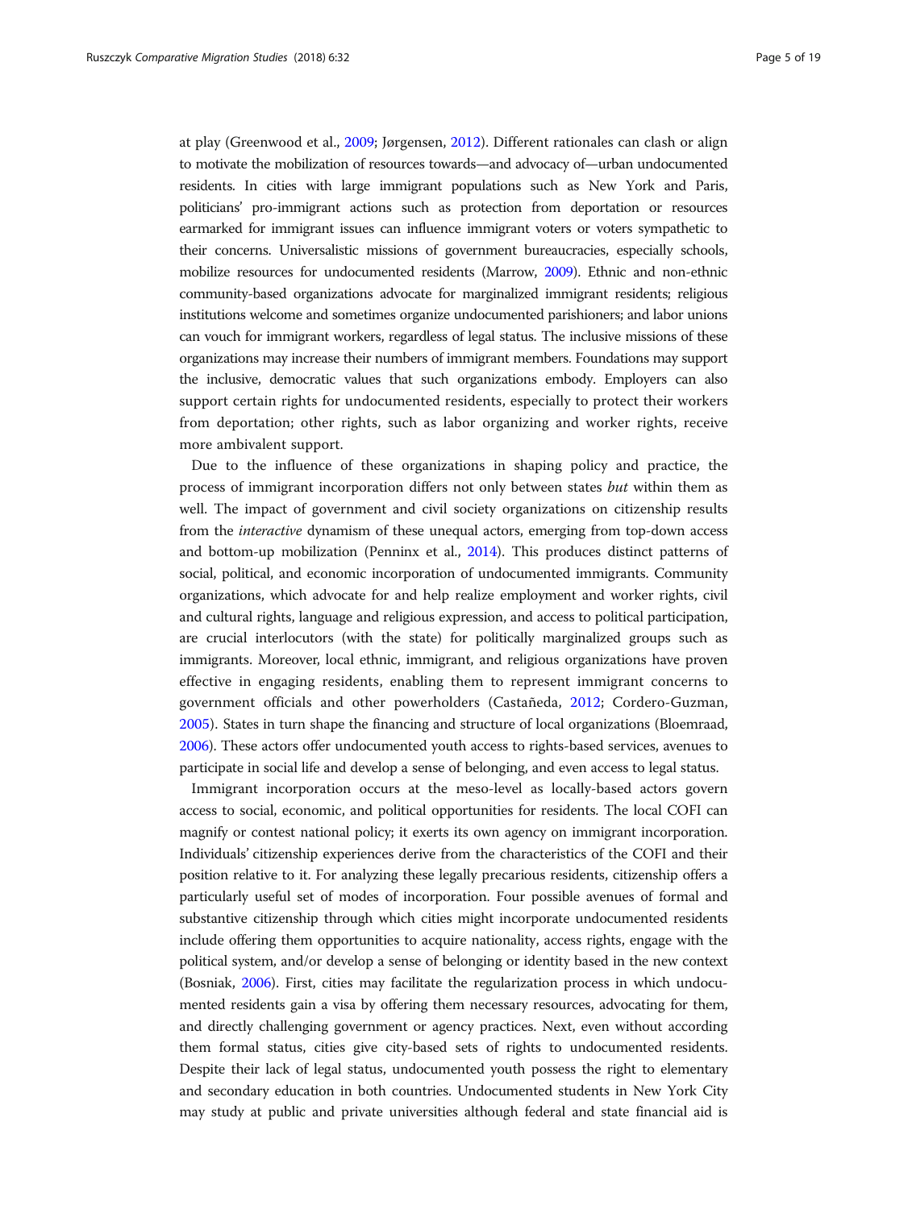at play (Greenwood et al., 2009; Jørgensen, 2012). Different rationales can clash or align to motivate the mobilization of resources towards—and advocacy of—urban undocumented residents. In cities with large immigrant populations such as New York and Paris, politicians' pro-immigrant actions such as protection from deportation or resources earmarked for immigrant issues can influence immigrant voters or voters sympathetic to their concerns. Universalistic missions of government bureaucracies, especially schools, mobilize resources for undocumented residents (Marrow, 2009). Ethnic and non-ethnic community-based organizations advocate for marginalized immigrant residents; religious institutions welcome and sometimes organize undocumented parishioners; and labor unions can vouch for immigrant workers, regardless of legal status. The inclusive missions of these organizations may increase their numbers of immigrant members. Foundations may support the inclusive, democratic values that such organizations embody. Employers can also support certain rights for undocumented residents, especially to protect their workers from deportation; other rights, such as labor organizing and worker rights, receive more ambivalent support.

Due to the influence of these organizations in shaping policy and practice, the process of immigrant incorporation differs not only between states *but* within them as well. The impact of government and civil society organizations on citizenship results from the *interactive* dynamism of these unequal actors, emerging from top-down access and bottom-up mobilization (Penninx et al., 2014). This produces distinct patterns of social, political, and economic incorporation of undocumented immigrants. Community organizations, which advocate for and help realize employment and worker rights, civil and cultural rights, language and religious expression, and access to political participation, are crucial interlocutors (with the state) for politically marginalized groups such as immigrants. Moreover, local ethnic, immigrant, and religious organizations have proven effective in engaging residents, enabling them to represent immigrant concerns to government officials and other powerholders (Castañeda, 2012; Cordero-Guzman, 2005). States in turn shape the financing and structure of local organizations (Bloemraad, 2006). These actors offer undocumented youth access to rights-based services, avenues to participate in social life and develop a sense of belonging, and even access to legal status.

Immigrant incorporation occurs at the meso-level as locally-based actors govern access to social, economic, and political opportunities for residents. The local COFI can magnify or contest national policy; it exerts its own agency on immigrant incorporation. Individuals' citizenship experiences derive from the characteristics of the COFI and their position relative to it. For analyzing these legally precarious residents, citizenship offers a particularly useful set of modes of incorporation. Four possible avenues of formal and substantive citizenship through which cities might incorporate undocumented residents include offering them opportunities to acquire nationality, access rights, engage with the political system, and/or develop a sense of belonging or identity based in the new context (Bosniak, 2006). First, cities may facilitate the regularization process in which undocumented residents gain a visa by offering them necessary resources, advocating for them, and directly challenging government or agency practices. Next, even without according them formal status, cities give city-based sets of rights to undocumented residents. Despite their lack of legal status, undocumented youth possess the right to elementary and secondary education in both countries. Undocumented students in New York City may study at public and private universities although federal and state financial aid is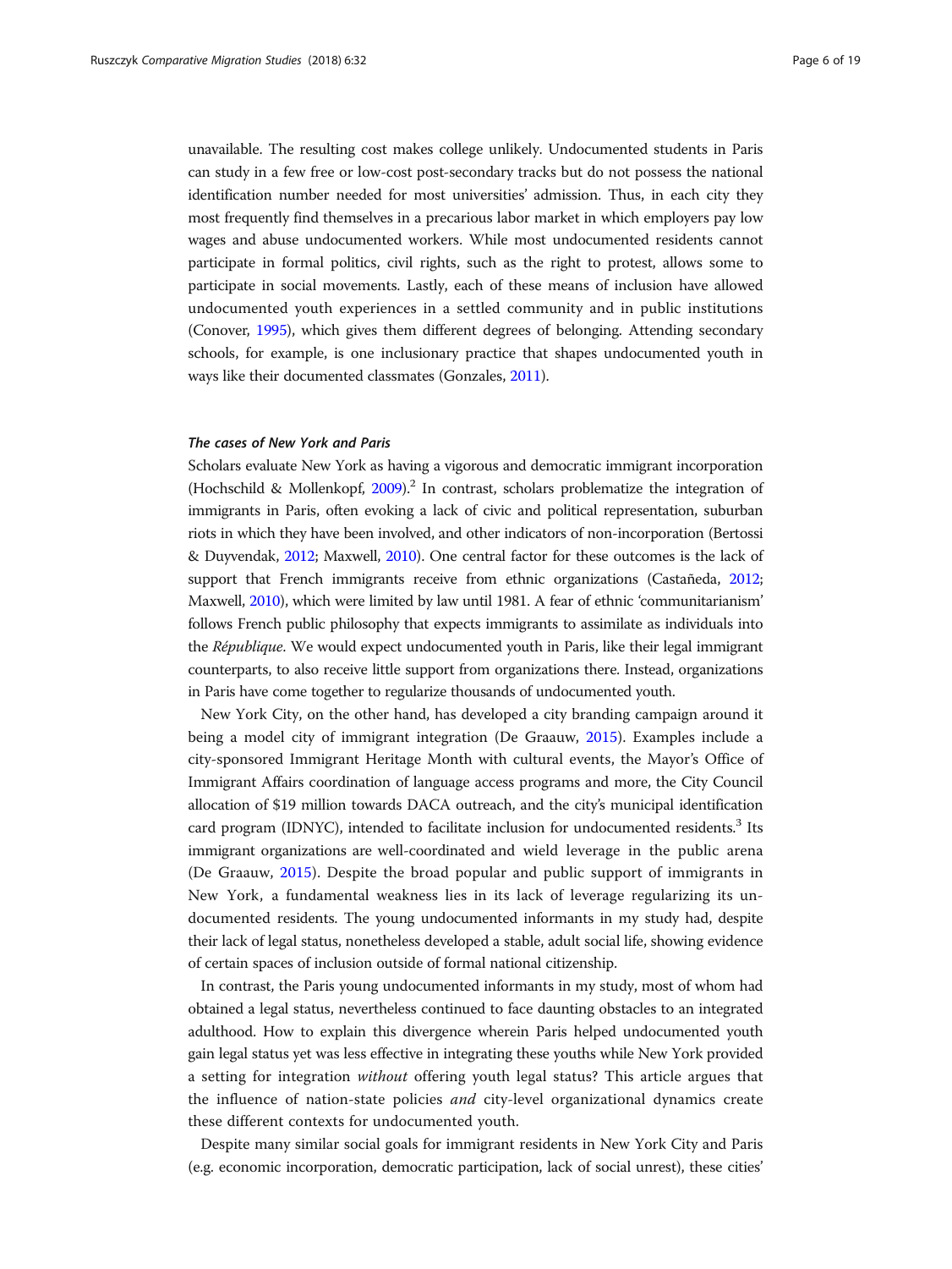unavailable. The resulting cost makes college unlikely. Undocumented students in Paris can study in a few free or low-cost post-secondary tracks but do not possess the national identification number needed for most universities' admission. Thus, in each city they most frequently find themselves in a precarious labor market in which employers pay low wages and abuse undocumented workers. While most undocumented residents cannot participate in formal politics, civil rights, such as the right to protest, allows some to participate in social movements. Lastly, each of these means of inclusion have allowed undocumented youth experiences in a settled community and in public institutions (Conover, 1995), which gives them different degrees of belonging. Attending secondary schools, for example, is one inclusionary practice that shapes undocumented youth in ways like their documented classmates (Gonzales, 2011).

### *The cases of New York and Paris*

Scholars evaluate New York as having a vigorous and democratic immigrant incorporation (Hochschild & Mollenkopf, 2009).[2] In contrast, scholars problematize the integration of immigrants in Paris, often evoking a lack of civic and political representation, suburban riots in which they have been involved, and other indicators of non-incorporation (Bertossi & Duyvendak, 2012; Maxwell, 2010). One central factor for these outcomes is the lack of support that French immigrants receive from ethnic organizations (Castañeda, 2012; Maxwell, 2010), which were limited by law until 1981. A fear of ethnic 'communitarianism' follows French public philosophy that expects immigrants to assimilate as individuals into the *République*. We would expect undocumented youth in Paris, like their legal immigrant counterparts, to also receive little support from organizations there. Instead, organizations in Paris have come together to regularize thousands of undocumented youth.

New York City, on the other hand, has developed a city branding campaign around it being a model city of immigrant integration (De Graauw, 2015). Examples include a city-sponsored Immigrant Heritage Month with cultural events, the Mayor's Office of Immigrant Affairs coordination of language access programs and more, the City Council allocation of $19 million towards DACA outreach, and the city's municipal identification card program (IDNYC), intended to facilitate inclusion for undocumented residents.[3] Its immigrant organizations are well-coordinated and wield leverage in the public arena (De Graauw, 2015). Despite the broad popular and public support of immigrants in New York, a fundamental weakness lies in its lack of leverage regularizing its undocumented residents. The young undocumented informants in my study had, despite their lack of legal status, nonetheless developed a stable, adult social life, showing evidence of certain spaces of inclusion outside of formal national citizenship.

In contrast, the Paris young undocumented informants in my study, most of whom had obtained a legal status, nevertheless continued to face daunting obstacles to an integrated adulthood. How to explain this divergence wherein Paris helped undocumented youth gain legal status yet was less effective in integrating these youths while New York provided a setting for integration *without* offering youth legal status? This article argues that the influence of nation-state policies *and* city-level organizational dynamics create these different contexts for undocumented youth.

Despite many similar social goals for immigrant residents in New York City and Paris (e.g. economic incorporation, democratic participation, lack of social unrest), these cities'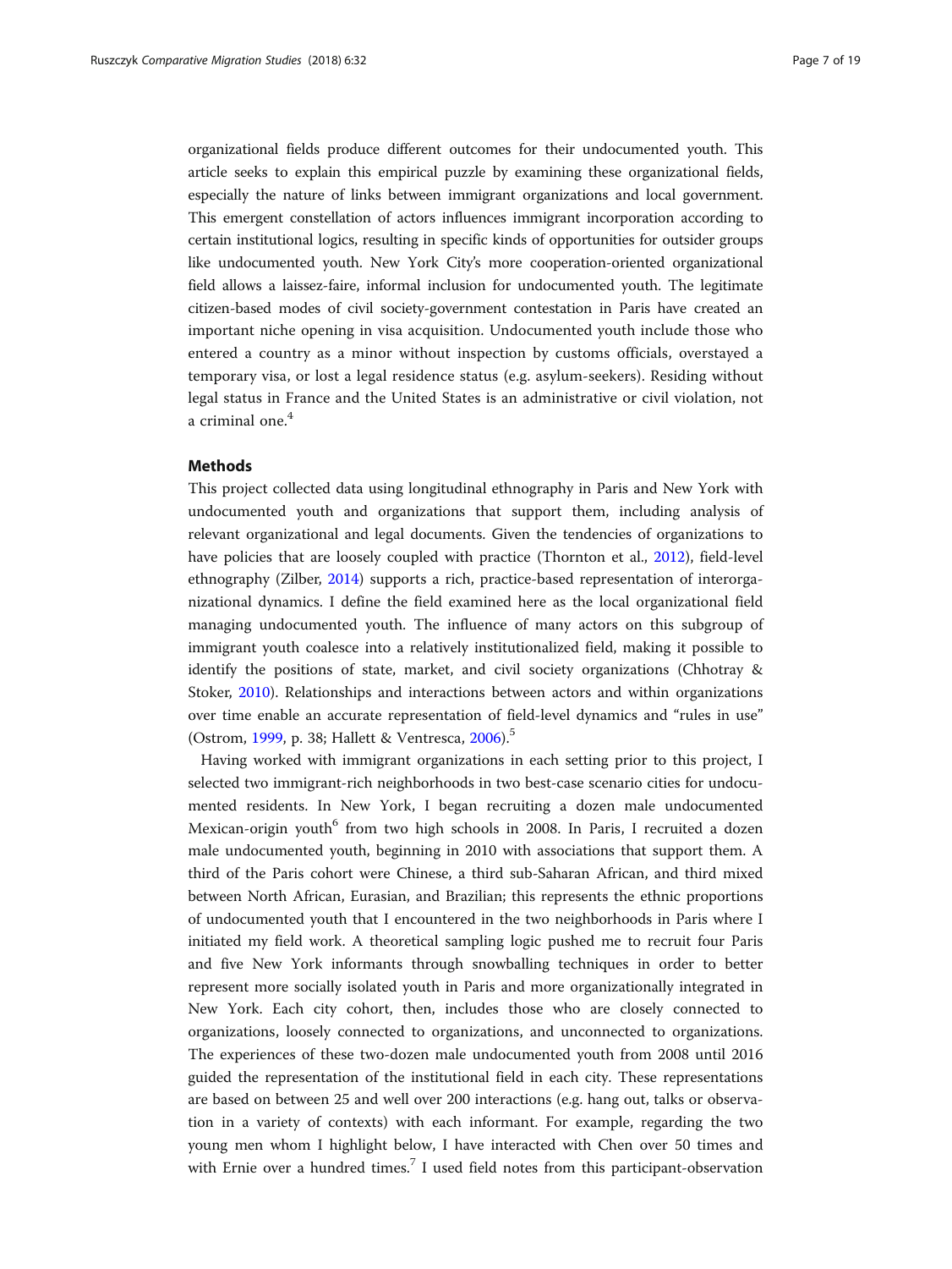organizational fields produce different outcomes for their undocumented youth. This article seeks to explain this empirical puzzle by examining these organizational fields, especially the nature of links between immigrant organizations and local government. This emergent constellation of actors influences immigrant incorporation according to certain institutional logics, resulting in specific kinds of opportunities for outsider groups like undocumented youth. New York City's more cooperation-oriented organizational field allows a laissez-faire, informal inclusion for undocumented youth. The legitimate citizen-based modes of civil society-government contestation in Paris have created an important niche opening in visa acquisition. Undocumented youth include those who entered a country as a minor without inspection by customs officials, overstayed a temporary visa, or lost a legal residence status (e.g. asylum-seekers). Residing without legal status in France and the United States is an administrative or civil violation, not a criminal one.[4]

## Methods

This project collected data using longitudinal ethnography in Paris and New York with undocumented youth and organizations that support them, including analysis of relevant organizational and legal documents. Given the tendencies of organizations to have policies that are loosely coupled with practice (Thornton et al., 2012), field-level ethnography (Zilber, 2014) supports a rich, practice-based representation of interorganizational dynamics. I define the field examined here as the local organizational field managing undocumented youth. The influence of many actors on this subgroup of immigrant youth coalesce into a relatively institutionalized field, making it possible to identify the positions of state, market, and civil society organizations (Chhotray & Stoker, 2010). Relationships and interactions between actors and within organizations over time enable an accurate representation of field-level dynamics and "rules in use" (Ostrom, 1999, p. 38; Hallett & Ventresca, 2006).[5]

Having worked with immigrant organizations in each setting prior to this project, I selected two immigrant-rich neighborhoods in two best-case scenario cities for undocumented residents. In New York, I began recruiting a dozen male undocumented Mexican-origin youth[6] from two high schools in 2008. In Paris, I recruited a dozen male undocumented youth, beginning in 2010 with associations that support them. A third of the Paris cohort were Chinese, a third sub-Saharan African, and third mixed between North African, Eurasian, and Brazilian; this represents the ethnic proportions of undocumented youth that I encountered in the two neighborhoods in Paris where I initiated my field work. A theoretical sampling logic pushed me to recruit four Paris and five New York informants through snowballing techniques in order to better represent more socially isolated youth in Paris and more organizationally integrated in New York. Each city cohort, then, includes those who are closely connected to organizations, loosely connected to organizations, and unconnected to organizations. The experiences of these two-dozen male undocumented youth from 2008 until 2016 guided the representation of the institutional field in each city. These representations are based on between 25 and well over 200 interactions (e.g. hang out, talks or observation in a variety of contexts) with each informant. For example, regarding the two young men whom I highlight below, I have interacted with Chen over 50 times and with Ernie over a hundred times.[7] I used field notes from this participant-observation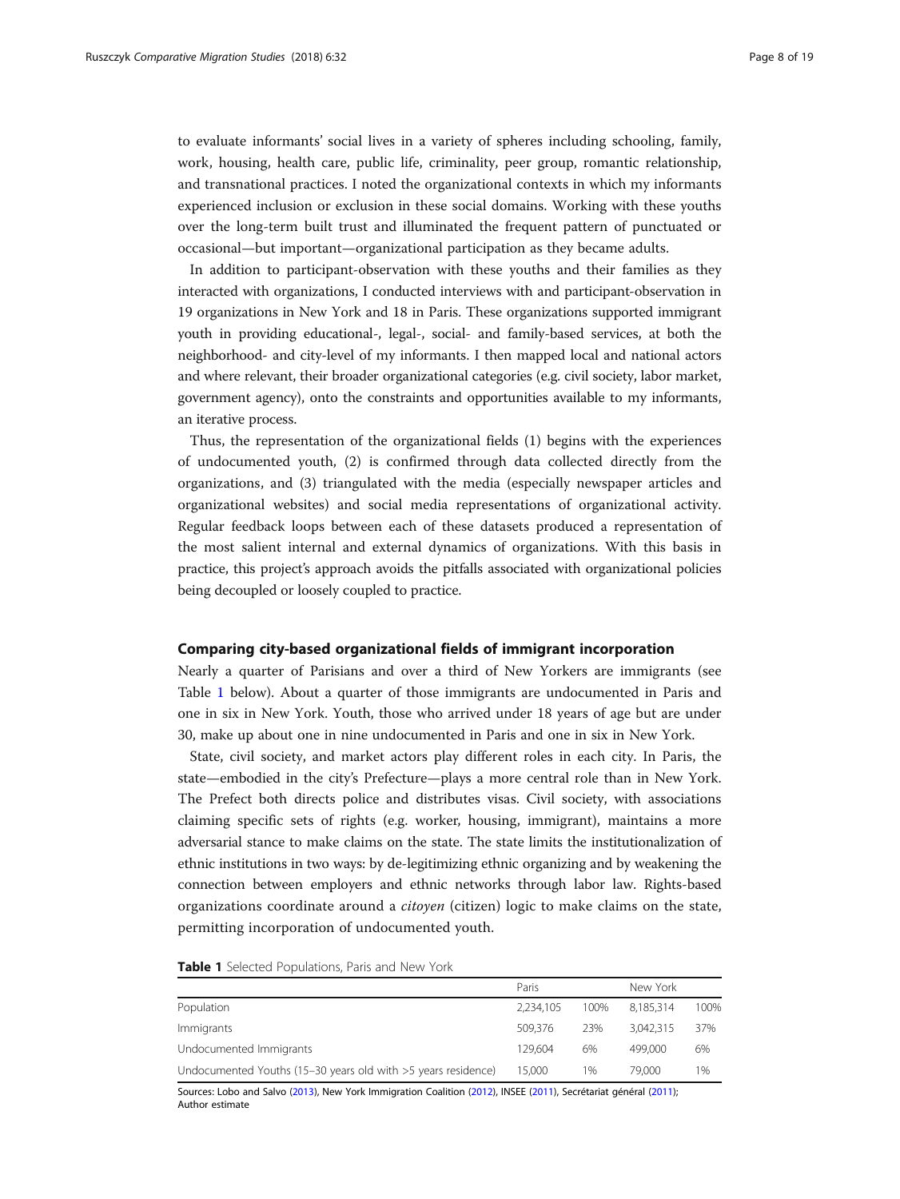to evaluate informants' social lives in a variety of spheres including schooling, family, work, housing, health care, public life, criminality, peer group, romantic relationship, and transnational practices. I noted the organizational contexts in which my informants experienced inclusion or exclusion in these social domains. Working with these youths over the long-term built trust and illuminated the frequent pattern of punctuated or occasional—but important—organizational participation as they became adults.

In addition to participant-observation with these youths and their families as they interacted with organizations, I conducted interviews with and participant-observation in 19 organizations in New York and 18 in Paris. These organizations supported immigrant youth in providing educational-, legal-, social- and family-based services, at both the neighborhood- and city-level of my informants. I then mapped local and national actors and where relevant, their broader organizational categories (e.g. civil society, labor market, government agency), onto the constraints and opportunities available to my informants, an iterative process.

Thus, the representation of the organizational fields (1) begins with the experiences of undocumented youth, (2) is confirmed through data collected directly from the organizations, and (3) triangulated with the media (especially newspaper articles and organizational websites) and social media representations of organizational activity. Regular feedback loops between each of these datasets produced a representation of the most salient internal and external dynamics of organizations. With this basis in practice, this project's approach avoids the pitfalls associated with organizational policies being decoupled or loosely coupled to practice.

## Comparing city-based organizational fields of immigrant incorporation

Nearly a quarter of Parisians and over a third of New Yorkers are immigrants (see Table 1 below). About a quarter of those immigrants are undocumented in Paris and one in six in New York. Youth, those who arrived under 18 years of age but are under 30, make up about one in nine undocumented in Paris and one in six in New York.

State, civil society, and market actors play different roles in each city. In Paris, the state—embodied in the city's Prefecture—plays a more central role than in New York. The Prefect both directs police and distributes visas. Civil society, with associations claiming specific sets of rights (e.g. worker, housing, immigrant), maintains a more adversarial stance to make claims on the state. The state limits the institutionalization of ethnic institutions in two ways: by de-legitimizing ethnic organizing and by weakening the connection between employers and ethnic networks through labor law. Rights-based organizations coordinate around a *citoyen* (citizen) logic to make claims on the state, permitting incorporation of undocumented youth.

**Table 1** Selected Populations, Paris and New York

| | Paris | | New York | |
|---|---|---|---|---|
| Population | 2,234,105 | 100% | 8,185,314 | 100% |
| Immigrants | 509,376 | 23% | 3,042,315 | 37% |
| Undocumented Immigrants | 129,604 | 6% | 499,000 | 6% |
| Undocumented Youths (15–30 years old with >5 years residence) | 15,000 | 1% | 79,000 | 1% |

Sources: Lobo and Salvo (2013), New York Immigration Coalition (2012), INSEE (2011), Secrétariat général (2011); Author estimate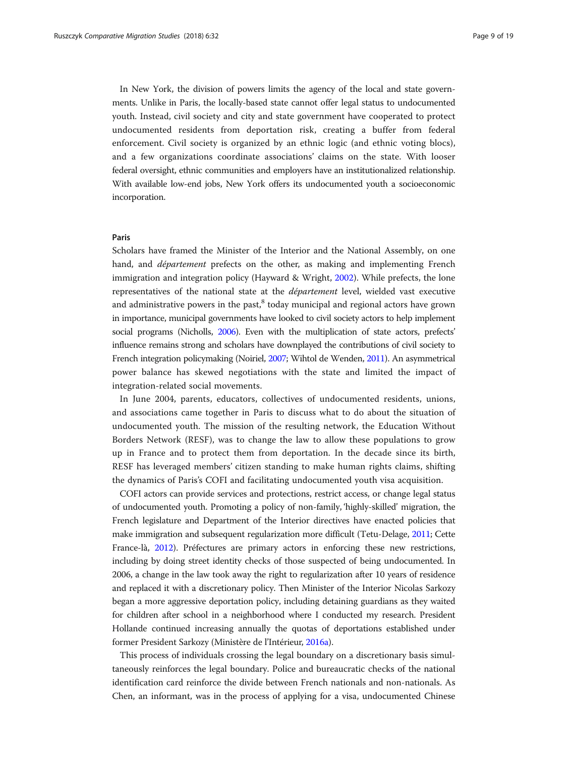In New York, the division of powers limits the agency of the local and state governments. Unlike in Paris, the locally-based state cannot offer legal status to undocumented youth. Instead, civil society and city and state government have cooperated to protect undocumented residents from deportation risk, creating a buffer from federal enforcement. Civil society is organized by an ethnic logic (and ethnic voting blocs), and a few organizations coordinate associations' claims on the state. With looser federal oversight, ethnic communities and employers have an institutionalized relationship. With available low-end jobs, New York offers its undocumented youth a socioeconomic incorporation.

### Paris

Scholars have framed the Minister of the Interior and the National Assembly, on one hand, and *département* prefects on the other, as making and implementing French immigration and integration policy (Hayward & Wright, 2002). While prefects, the lone representatives of the national state at the *département* level, wielded vast executive and administrative powers in the past,[8] today municipal and regional actors have grown in importance, municipal governments have looked to civil society actors to help implement social programs (Nicholls, 2006). Even with the multiplication of state actors, prefects' influence remains strong and scholars have downplayed the contributions of civil society to French integration policymaking (Noiriel, 2007; Wihtol de Wenden, 2011). An asymmetrical power balance has skewed negotiations with the state and limited the impact of integration-related social movements.

In June 2004, parents, educators, collectives of undocumented residents, unions, and associations came together in Paris to discuss what to do about the situation of undocumented youth. The mission of the resulting network, the Education Without Borders Network (RESF), was to change the law to allow these populations to grow up in France and to protect them from deportation. In the decade since its birth, RESF has leveraged members' citizen standing to make human rights claims, shifting the dynamics of Paris's COFI and facilitating undocumented youth visa acquisition.

COFI actors can provide services and protections, restrict access, or change legal status of undocumented youth. Promoting a policy of non-family, 'highly-skilled' migration, the French legislature and Department of the Interior directives have enacted policies that make immigration and subsequent regularization more difficult (Tetu-Delage, 2011; Cette France-là, 2012). Préfectures are primary actors in enforcing these new restrictions, including by doing street identity checks of those suspected of being undocumented. In 2006, a change in the law took away the right to regularization after 10 years of residence and replaced it with a discretionary policy. Then Minister of the Interior Nicolas Sarkozy began a more aggressive deportation policy, including detaining guardians as they waited for children after school in a neighborhood where I conducted my research. President Hollande continued increasing annually the quotas of deportations established under former President Sarkozy (Ministère de l'Intérieur, 2016a).

This process of individuals crossing the legal boundary on a discretionary basis simultaneously reinforces the legal boundary. Police and bureaucratic checks of the national identification card reinforce the divide between French nationals and non-nationals. As Chen, an informant, was in the process of applying for a visa, undocumented Chinese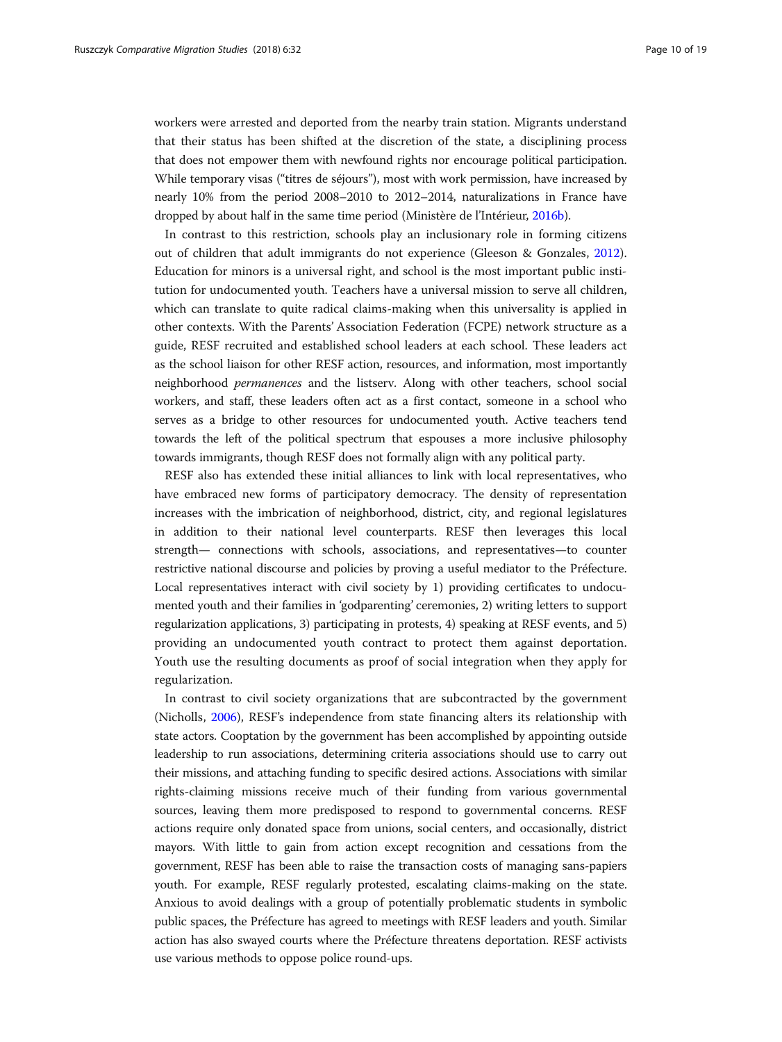workers were arrested and deported from the nearby train station. Migrants understand that their status has been shifted at the discretion of the state, a disciplining process that does not empower them with newfound rights nor encourage political participation. While temporary visas ("titres de séjours"), most with work permission, have increased by nearly 10% from the period 2008–2010 to 2012–2014, naturalizations in France have dropped by about half in the same time period (Ministère de l'Intérieur, 2016b).

In contrast to this restriction, schools play an inclusionary role in forming citizens out of children that adult immigrants do not experience (Gleeson & Gonzales, 2012). Education for minors is a universal right, and school is the most important public institution for undocumented youth. Teachers have a universal mission to serve all children, which can translate to quite radical claims-making when this universality is applied in other contexts. With the Parents' Association Federation (FCPE) network structure as a guide, RESF recruited and established school leaders at each school. These leaders act as the school liaison for other RESF action, resources, and information, most importantly neighborhood *permanences* and the listserv. Along with other teachers, school social workers, and staff, these leaders often act as a first contact, someone in a school who serves as a bridge to other resources for undocumented youth. Active teachers tend towards the left of the political spectrum that espouses a more inclusive philosophy towards immigrants, though RESF does not formally align with any political party.

RESF also has extended these initial alliances to link with local representatives, who have embraced new forms of participatory democracy. The density of representation increases with the imbrication of neighborhood, district, city, and regional legislatures in addition to their national level counterparts. RESF then leverages this local strength— connections with schools, associations, and representatives—to counter restrictive national discourse and policies by proving a useful mediator to the Préfecture. Local representatives interact with civil society by 1) providing certificates to undocumented youth and their families in 'godparenting' ceremonies, 2) writing letters to support regularization applications, 3) participating in protests, 4) speaking at RESF events, and 5) providing an undocumented youth contract to protect them against deportation. Youth use the resulting documents as proof of social integration when they apply for regularization.

In contrast to civil society organizations that are subcontracted by the government (Nicholls, 2006), RESF's independence from state financing alters its relationship with state actors. Cooptation by the government has been accomplished by appointing outside leadership to run associations, determining criteria associations should use to carry out their missions, and attaching funding to specific desired actions. Associations with similar rights-claiming missions receive much of their funding from various governmental sources, leaving them more predisposed to respond to governmental concerns. RESF actions require only donated space from unions, social centers, and occasionally, district mayors. With little to gain from action except recognition and cessations from the government, RESF has been able to raise the transaction costs of managing sans-papiers youth. For example, RESF regularly protested, escalating claims-making on the state. Anxious to avoid dealings with a group of potentially problematic students in symbolic public spaces, the Préfecture has agreed to meetings with RESF leaders and youth. Similar action has also swayed courts where the Préfecture threatens deportation. RESF activists use various methods to oppose police round-ups.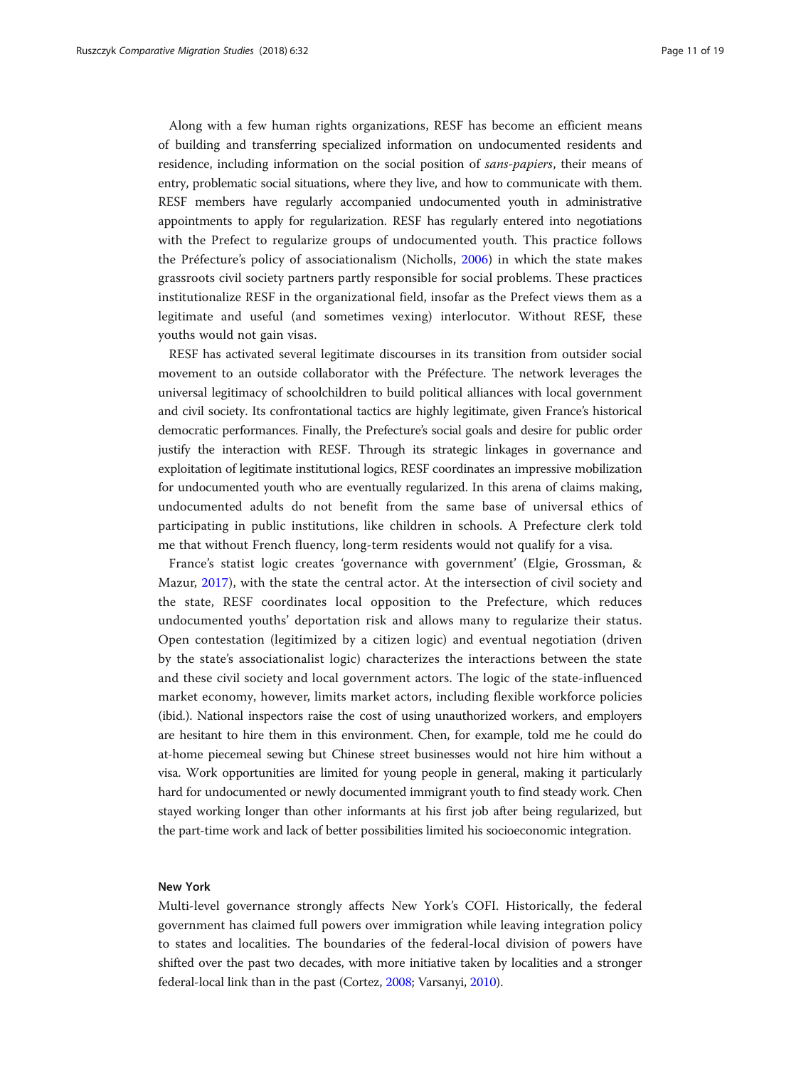Along with a few human rights organizations, RESF has become an efficient means of building and transferring specialized information on undocumented residents and residence, including information on the social position of *sans-papiers*, their means of entry, problematic social situations, where they live, and how to communicate with them. RESF members have regularly accompanied undocumented youth in administrative appointments to apply for regularization. RESF has regularly entered into negotiations with the Prefect to regularize groups of undocumented youth. This practice follows the Préfecture's policy of associationalism (Nicholls, 2006) in which the state makes grassroots civil society partners partly responsible for social problems. These practices institutionalize RESF in the organizational field, insofar as the Prefect views them as a legitimate and useful (and sometimes vexing) interlocutor. Without RESF, these youths would not gain visas.

RESF has activated several legitimate discourses in its transition from outsider social movement to an outside collaborator with the Préfecture. The network leverages the universal legitimacy of schoolchildren to build political alliances with local government and civil society. Its confrontational tactics are highly legitimate, given France's historical democratic performances. Finally, the Prefecture's social goals and desire for public order justify the interaction with RESF. Through its strategic linkages in governance and exploitation of legitimate institutional logics, RESF coordinates an impressive mobilization for undocumented youth who are eventually regularized. In this arena of claims making, undocumented adults do not benefit from the same base of universal ethics of participating in public institutions, like children in schools. A Prefecture clerk told me that without French fluency, long-term residents would not qualify for a visa.

France's statist logic creates 'governance with government' (Elgie, Grossman, & Mazur, 2017), with the state the central actor. At the intersection of civil society and the state, RESF coordinates local opposition to the Prefecture, which reduces undocumented youths' deportation risk and allows many to regularize their status. Open contestation (legitimized by a citizen logic) and eventual negotiation (driven by the state's associationalist logic) characterizes the interactions between the state and these civil society and local government actors. The logic of the state-influenced market economy, however, limits market actors, including flexible workforce policies (ibid.). National inspectors raise the cost of using unauthorized workers, and employers are hesitant to hire them in this environment. Chen, for example, told me he could do at-home piecemeal sewing but Chinese street businesses would not hire him without a visa. Work opportunities are limited for young people in general, making it particularly hard for undocumented or newly documented immigrant youth to find steady work. Chen stayed working longer than other informants at his first job after being regularized, but the part-time work and lack of better possibilities limited his socioeconomic integration.

### New York

Multi-level governance strongly affects New York's COFI. Historically, the federal government has claimed full powers over immigration while leaving integration policy to states and localities. The boundaries of the federal-local division of powers have shifted over the past two decades, with more initiative taken by localities and a stronger federal-local link than in the past (Cortez, 2008; Varsanyi, 2010).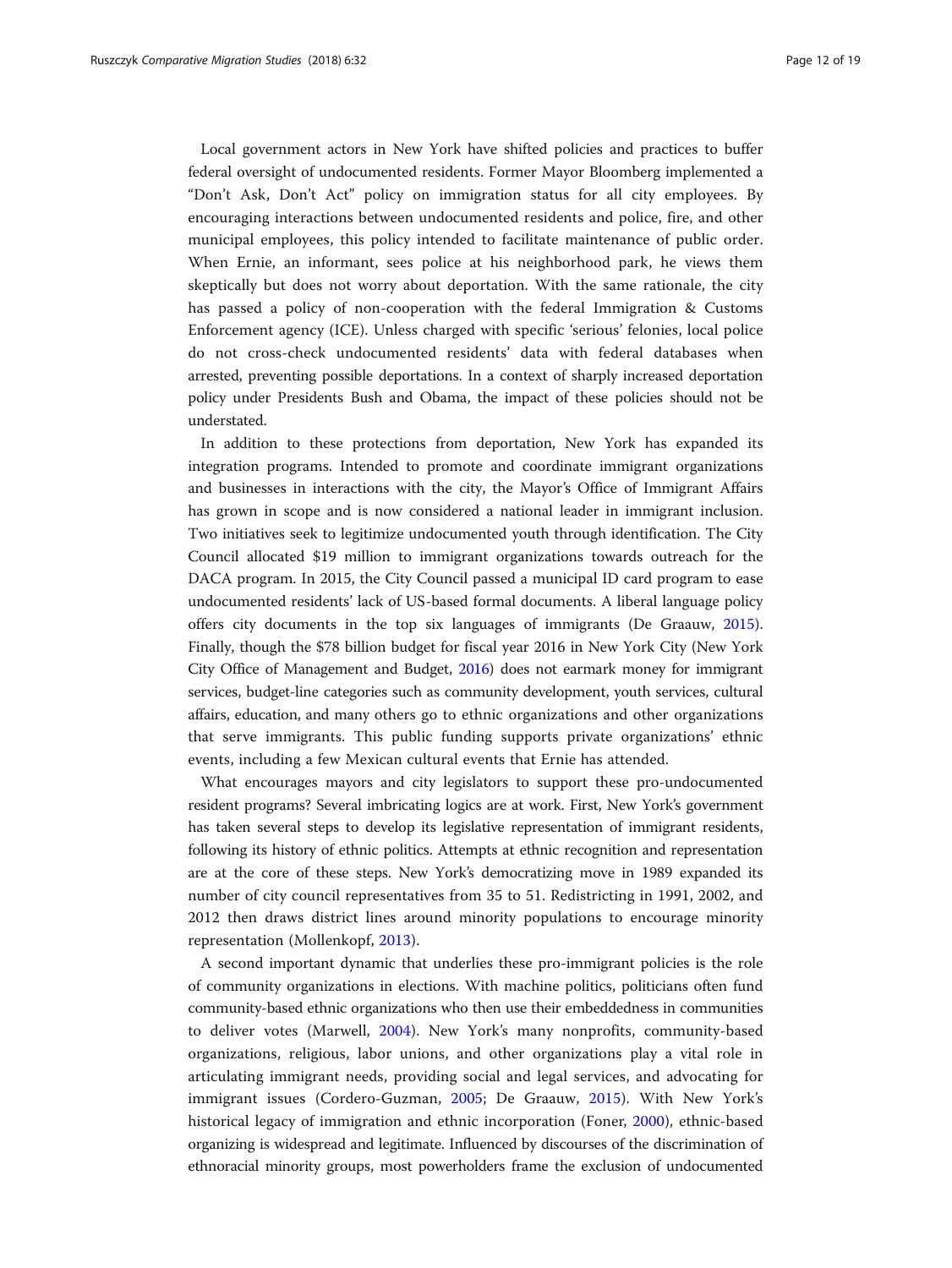Local government actors in New York have shifted policies and practices to buffer federal oversight of undocumented residents. Former Mayor Bloomberg implemented a "Don't Ask, Don't Act" policy on immigration status for all city employees. By encouraging interactions between undocumented residents and police, fire, and other municipal employees, this policy intended to facilitate maintenance of public order. When Ernie, an informant, sees police at his neighborhood park, he views them skeptically but does not worry about deportation. With the same rationale, the city has passed a policy of non-cooperation with the federal Immigration & Customs Enforcement agency (ICE). Unless charged with specific 'serious' felonies, local police do not cross-check undocumented residents' data with federal databases when arrested, preventing possible deportations. In a context of sharply increased deportation policy under Presidents Bush and Obama, the impact of these policies should not be understated.

In addition to these protections from deportation, New York has expanded its integration programs. Intended to promote and coordinate immigrant organizations and businesses in interactions with the city, the Mayor's Office of Immigrant Affairs has grown in scope and is now considered a national leader in immigrant inclusion. Two initiatives seek to legitimize undocumented youth through identification. The City Council allocated $19 million to immigrant organizations towards outreach for the DACA program. In 2015, the City Council passed a municipal ID card program to ease undocumented residents' lack of US-based formal documents. A liberal language policy offers city documents in the top six languages of immigrants (De Graauw, 2015). Finally, though the $78 billion budget for fiscal year 2016 in New York City (New York City Office of Management and Budget, 2016) does not earmark money for immigrant services, budget-line categories such as community development, youth services, cultural affairs, education, and many others go to ethnic organizations and other organizations that serve immigrants. This public funding supports private organizations' ethnic events, including a few Mexican cultural events that Ernie has attended.

What encourages mayors and city legislators to support these pro-undocumented resident programs? Several imbricating logics are at work. First, New York's government has taken several steps to develop its legislative representation of immigrant residents, following its history of ethnic politics. Attempts at ethnic recognition and representation are at the core of these steps. New York's democratizing move in 1989 expanded its number of city council representatives from 35 to 51. Redistricting in 1991, 2002, and 2012 then draws district lines around minority populations to encourage minority representation (Mollenkopf, 2013).

A second important dynamic that underlies these pro-immigrant policies is the role of community organizations in elections. With machine politics, politicians often fund community-based ethnic organizations who then use their embeddedness in communities to deliver votes (Marwell, 2004). New York's many nonprofits, community-based organizations, religious, labor unions, and other organizations play a vital role in articulating immigrant needs, providing social and legal services, and advocating for immigrant issues (Cordero-Guzman, 2005; De Graauw, 2015). With New York's historical legacy of immigration and ethnic incorporation (Foner, 2000), ethnic-based organizing is widespread and legitimate. Influenced by discourses of the discrimination of ethnoracial minority groups, most powerholders frame the exclusion of undocumented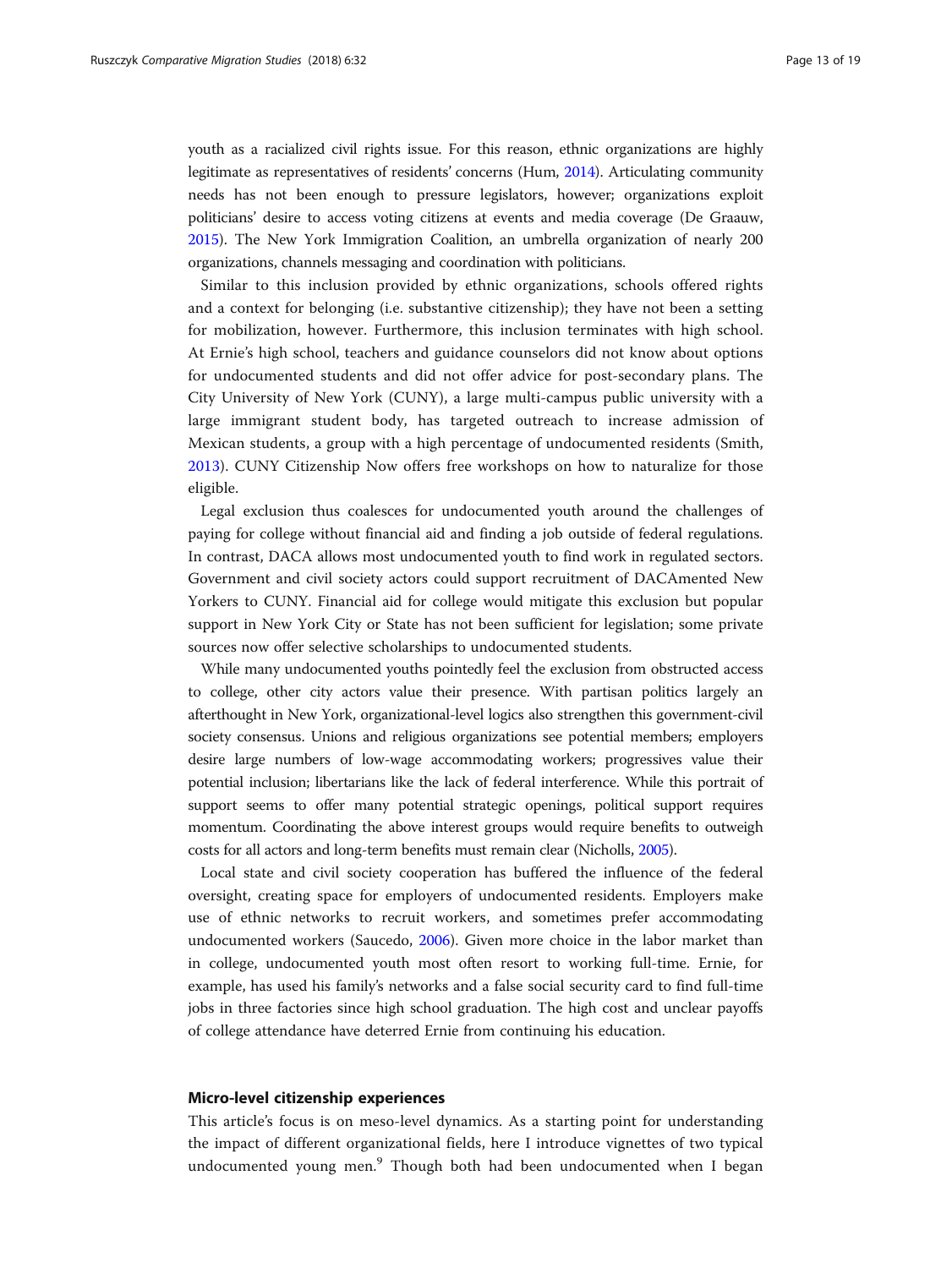youth as a racialized civil rights issue. For this reason, ethnic organizations are highly legitimate as representatives of residents' concerns (Hum, 2014). Articulating community needs has not been enough to pressure legislators, however; organizations exploit politicians' desire to access voting citizens at events and media coverage (De Graauw, 2015). The New York Immigration Coalition, an umbrella organization of nearly 200 organizations, channels messaging and coordination with politicians.

Similar to this inclusion provided by ethnic organizations, schools offered rights and a context for belonging (i.e. substantive citizenship); they have not been a setting for mobilization, however. Furthermore, this inclusion terminates with high school. At Ernie's high school, teachers and guidance counselors did not know about options for undocumented students and did not offer advice for post-secondary plans. The City University of New York (CUNY), a large multi-campus public university with a large immigrant student body, has targeted outreach to increase admission of Mexican students, a group with a high percentage of undocumented residents (Smith, 2013). CUNY Citizenship Now offers free workshops on how to naturalize for those eligible.

Legal exclusion thus coalesces for undocumented youth around the challenges of paying for college without financial aid and finding a job outside of federal regulations. In contrast, DACA allows most undocumented youth to find work in regulated sectors. Government and civil society actors could support recruitment of DACAmented New Yorkers to CUNY. Financial aid for college would mitigate this exclusion but popular support in New York City or State has not been sufficient for legislation; some private sources now offer selective scholarships to undocumented students.

While many undocumented youths pointedly feel the exclusion from obstructed access to college, other city actors value their presence. With partisan politics largely an afterthought in New York, organizational-level logics also strengthen this government-civil society consensus. Unions and religious organizations see potential members; employers desire large numbers of low-wage accommodating workers; progressives value their potential inclusion; libertarians like the lack of federal interference. While this portrait of support seems to offer many potential strategic openings, political support requires momentum. Coordinating the above interest groups would require benefits to outweigh costs for all actors and long-term benefits must remain clear (Nicholls, 2005).

Local state and civil society cooperation has buffered the influence of the federal oversight, creating space for employers of undocumented residents. Employers make use of ethnic networks to recruit workers, and sometimes prefer accommodating undocumented workers (Saucedo, 2006). Given more choice in the labor market than in college, undocumented youth most often resort to working full-time. Ernie, for example, has used his family's networks and a false social security card to find full-time jobs in three factories since high school graduation. The high cost and unclear payoffs of college attendance have deterred Ernie from continuing his education.

### Micro-level citizenship experiences

This article's focus is on meso-level dynamics. As a starting point for understanding the impact of different organizational fields, here I introduce vignettes of two typical undocumented young men.[9] Though both had been undocumented when I began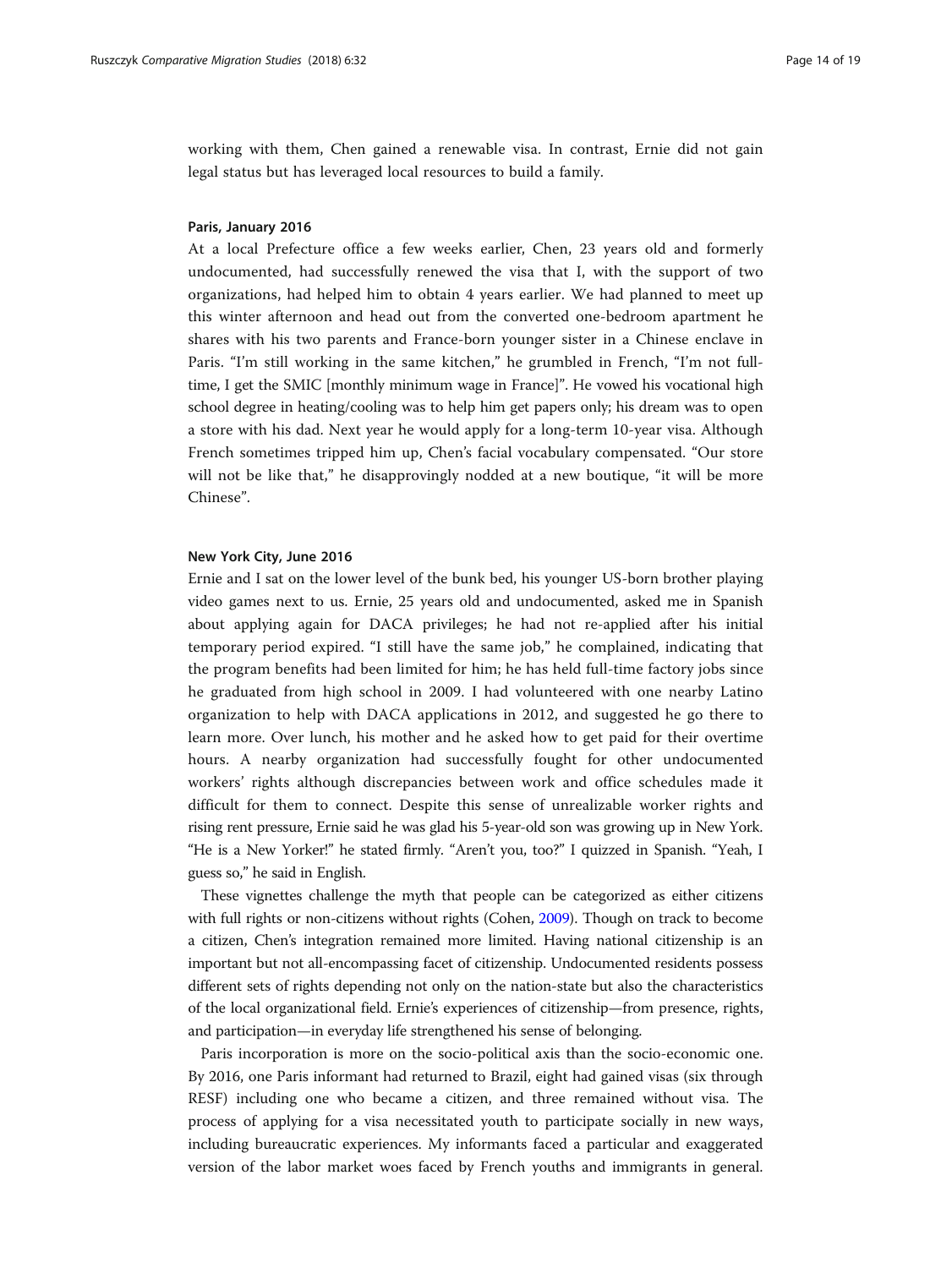working with them, Chen gained a renewable visa. In contrast, Ernie did not gain legal status but has leveraged local resources to build a family.

#### Paris, January 2016

At a local Prefecture office a few weeks earlier, Chen, 23 years old and formerly undocumented, had successfully renewed the visa that I, with the support of two organizations, had helped him to obtain 4 years earlier. We had planned to meet up this winter afternoon and head out from the converted one-bedroom apartment he shares with his two parents and France-born younger sister in a Chinese enclave in Paris. "I'm still working in the same kitchen," he grumbled in French, "I'm not full-time, I get the SMIC [monthly minimum wage in France]". He vowed his vocational high school degree in heating/cooling was to help him get papers only; his dream was to open a store with his dad. Next year he would apply for a long-term 10-year visa. Although French sometimes tripped him up, Chen's facial vocabulary compensated. "Our store will not be like that," he disapprovingly nodded at a new boutique, "it will be more Chinese".

#### New York City, June 2016

Ernie and I sat on the lower level of the bunk bed, his younger US-born brother playing video games next to us. Ernie, 25 years old and undocumented, asked me in Spanish about applying again for DACA privileges; he had not re-applied after his initial temporary period expired. "I still have the same job," he complained, indicating that the program benefits had been limited for him; he has held full-time factory jobs since he graduated from high school in 2009. I had volunteered with one nearby Latino organization to help with DACA applications in 2012, and suggested he go there to learn more. Over lunch, his mother and he asked how to get paid for their overtime hours. A nearby organization had successfully fought for other undocumented workers' rights although discrepancies between work and office schedules made it difficult for them to connect. Despite this sense of unrealizable worker rights and rising rent pressure, Ernie said he was glad his 5-year-old son was growing up in New York. "He is a New Yorker!" he stated firmly. "Aren't you, too?" I quizzed in Spanish. "Yeah, I guess so," he said in English.

These vignettes challenge the myth that people can be categorized as either citizens with full rights or non-citizens without rights (Cohen, 2009). Though on track to become a citizen, Chen's integration remained more limited. Having national citizenship is an important but not all-encompassing facet of citizenship. Undocumented residents possess different sets of rights depending not only on the nation-state but also the characteristics of the local organizational field. Ernie's experiences of citizenship—from presence, rights, and participation—in everyday life strengthened his sense of belonging.

Paris incorporation is more on the socio-political axis than the socio-economic one. By 2016, one Paris informant had returned to Brazil, eight had gained visas (six through RESF) including one who became a citizen, and three remained without visa. The process of applying for a visa necessitated youth to participate socially in new ways, including bureaucratic experiences. My informants faced a particular and exaggerated version of the labor market woes faced by French youths and immigrants in general.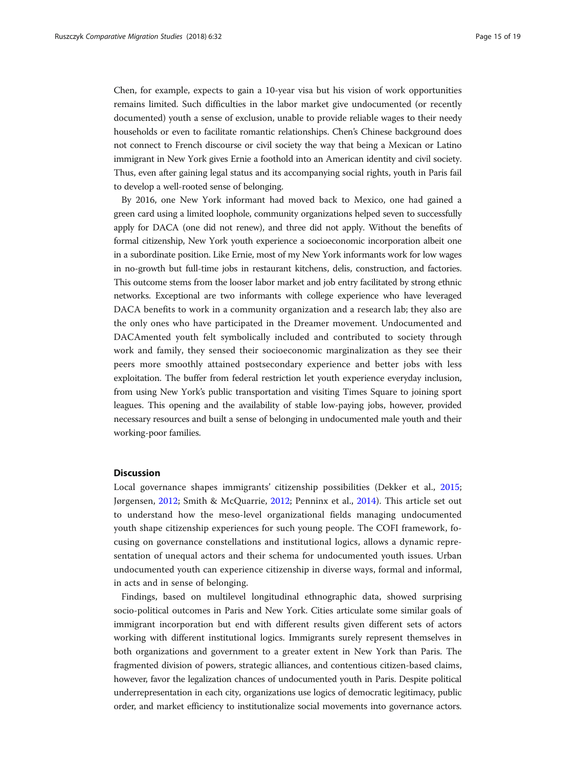Chen, for example, expects to gain a 10-year visa but his vision of work opportunities remains limited. Such difficulties in the labor market give undocumented (or recently documented) youth a sense of exclusion, unable to provide reliable wages to their needy households or even to facilitate romantic relationships. Chen's Chinese background does not connect to French discourse or civil society the way that being a Mexican or Latino immigrant in New York gives Ernie a foothold into an American identity and civil society. Thus, even after gaining legal status and its accompanying social rights, youth in Paris fail to develop a well-rooted sense of belonging.

By 2016, one New York informant had moved back to Mexico, one had gained a green card using a limited loophole, community organizations helped seven to successfully apply for DACA (one did not renew), and three did not apply. Without the benefits of formal citizenship, New York youth experience a socioeconomic incorporation albeit one in a subordinate position. Like Ernie, most of my New York informants work for low wages in no-growth but full-time jobs in restaurant kitchens, delis, construction, and factories. This outcome stems from the looser labor market and job entry facilitated by strong ethnic networks. Exceptional are two informants with college experience who have leveraged DACA benefits to work in a community organization and a research lab; they also are the only ones who have participated in the Dreamer movement. Undocumented and DACAmented youth felt symbolically included and contributed to society through work and family, they sensed their socioeconomic marginalization as they see their peers more smoothly attained postsecondary experience and better jobs with less exploitation. The buffer from federal restriction let youth experience everyday inclusion, from using New York's public transportation and visiting Times Square to joining sport leagues. This opening and the availability of stable low-paying jobs, however, provided necessary resources and built a sense of belonging in undocumented male youth and their working-poor families.

## Discussion

Local governance shapes immigrants' citizenship possibilities (Dekker et al., 2015; Jørgensen, 2012; Smith & McQuarrie, 2012; Penninx et al., 2014). This article set out to understand how the meso-level organizational fields managing undocumented youth shape citizenship experiences for such young people. The COFI framework, focusing on governance constellations and institutional logics, allows a dynamic representation of unequal actors and their schema for undocumented youth issues. Urban undocumented youth can experience citizenship in diverse ways, formal and informal, in acts and in sense of belonging.

Findings, based on multilevel longitudinal ethnographic data, showed surprising socio-political outcomes in Paris and New York. Cities articulate some similar goals of immigrant incorporation but end with different results given different sets of actors working with different institutional logics. Immigrants surely represent themselves in both organizations and government to a greater extent in New York than Paris. The fragmented division of powers, strategic alliances, and contentious citizen-based claims, however, favor the legalization chances of undocumented youth in Paris. Despite political underrepresentation in each city, organizations use logics of democratic legitimacy, public order, and market efficiency to institutionalize social movements into governance actors.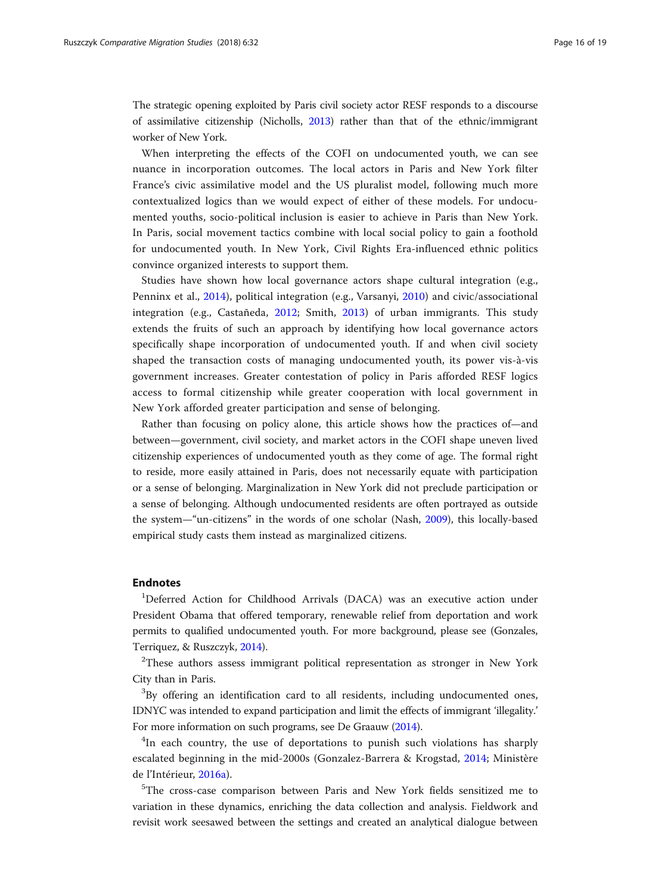The strategic opening exploited by Paris civil society actor RESF responds to a discourse of assimilative citizenship (Nicholls, 2013) rather than that of the ethnic/immigrant worker of New York.

When interpreting the effects of the COFI on undocumented youth, we can see nuance in incorporation outcomes. The local actors in Paris and New York filter France's civic assimilative model and the US pluralist model, following much more contextualized logics than we would expect of either of these models. For undocumented youths, socio-political inclusion is easier to achieve in Paris than New York. In Paris, social movement tactics combine with local social policy to gain a foothold for undocumented youth. In New York, Civil Rights Era-influenced ethnic politics convince organized interests to support them.

Studies have shown how local governance actors shape cultural integration (e.g., Penninx et al., 2014), political integration (e.g., Varsanyi, 2010) and civic/associational integration (e.g., Castañeda, 2012; Smith, 2013) of urban immigrants. This study extends the fruits of such an approach by identifying how local governance actors specifically shape incorporation of undocumented youth. If and when civil society shaped the transaction costs of managing undocumented youth, its power vis-à-vis government increases. Greater contestation of policy in Paris afforded RESF logics access to formal citizenship while greater cooperation with local government in New York afforded greater participation and sense of belonging.

Rather than focusing on policy alone, this article shows how the practices of—and between—government, civil society, and market actors in the COFI shape uneven lived citizenship experiences of undocumented youth as they come of age. The formal right to reside, more easily attained in Paris, does not necessarily equate with participation or a sense of belonging. Marginalization in New York did not preclude participation or a sense of belonging. Although undocumented residents are often portrayed as outside the system—"un-citizens" in the words of one scholar (Nash, 2009), this locally-based empirical study casts them instead as marginalized citizens.

## Endnotes

[1]Deferred Action for Childhood Arrivals (DACA) was an executive action under President Obama that offered temporary, renewable relief from deportation and work permits to qualified undocumented youth. For more background, please see (Gonzales, Terriquez, & Ruszczyk, 2014).

[2]These authors assess immigrant political representation as stronger in New York City than in Paris.

[3]By offering an identification card to all residents, including undocumented ones, IDNYC was intended to expand participation and limit the effects of immigrant 'illegality.' For more information on such programs, see De Graauw (2014).

[4]In each country, the use of deportations to punish such violations has sharply escalated beginning in the mid-2000s (Gonzalez-Barrera & Krogstad, 2014; Ministère de l'Intérieur, 2016a).

[5]The cross-case comparison between Paris and New York fields sensitized me to variation in these dynamics, enriching the data collection and analysis. Fieldwork and revisit work seesawed between the settings and created an analytical dialogue between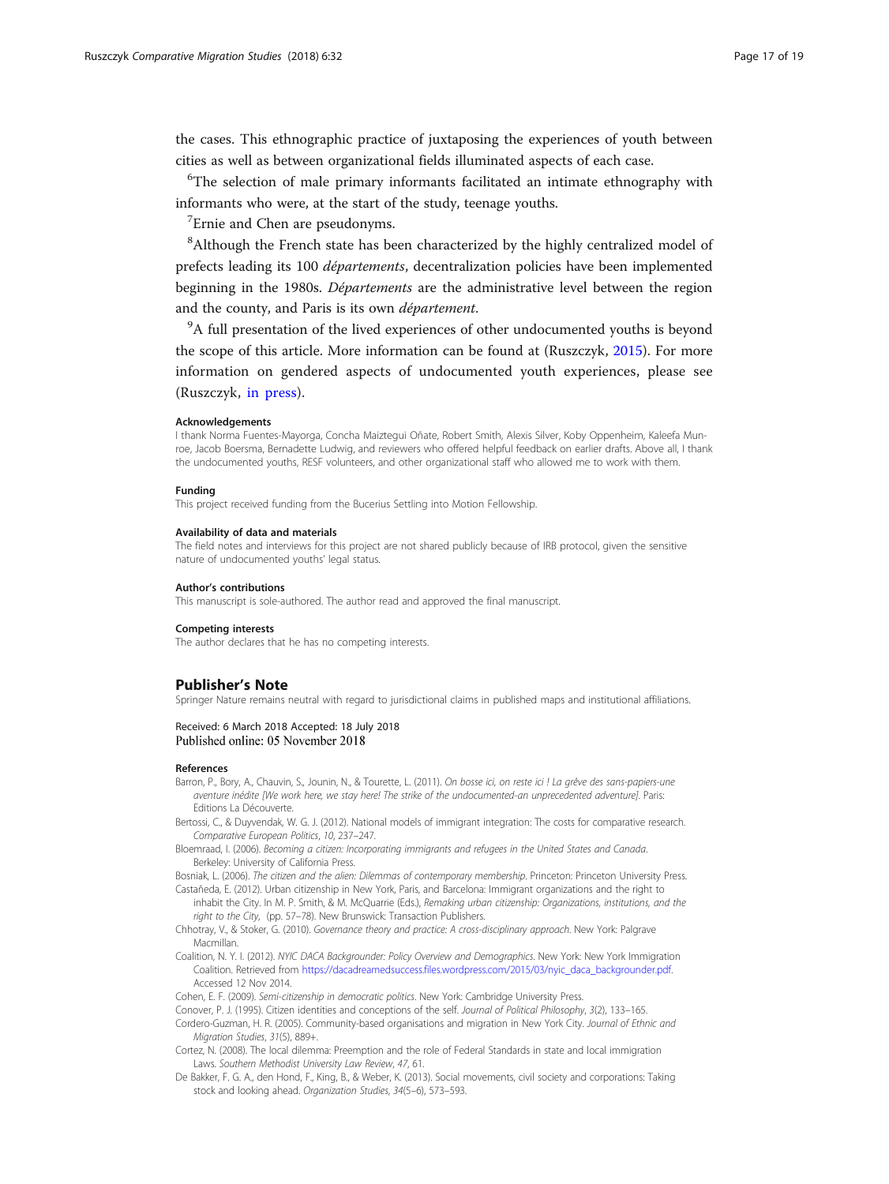the cases. This ethnographic practice of juxtaposing the experiences of youth between cities as well as between organizational fields illuminated aspects of each case.

[6]The selection of male primary informants facilitated an intimate ethnography with informants who were, at the start of the study, teenage youths.

[7]Ernie and Chen are pseudonyms.

[8]Although the French state has been characterized by the highly centralized model of prefects leading its 100 *départements*, decentralization policies have been implemented beginning in the 1980s. *Départements* are the administrative level between the region and the county, and Paris is its own *département*.

[9]A full presentation of the lived experiences of other undocumented youths is beyond the scope of this article. More information can be found at (Ruszczyk, 2015). For more information on gendered aspects of undocumented youth experiences, please see (Ruszczyk, in press).

#### Acknowledgements

I thank Norma Fuentes-Mayorga, Concha Maiztegui Oñate, Robert Smith, Alexis Silver, Koby Oppenheim, Kaleefa Munroe, Jacob Boersma, Bernadette Ludwig, and reviewers who offered helpful feedback on earlier drafts. Above all, I thank the undocumented youths, RESF volunteers, and other organizational staff who allowed me to work with them.

#### Funding

This project received funding from the Bucerius Settling into Motion Fellowship.

#### Availability of data and materials

The field notes and interviews for this project are not shared publicly because of IRB protocol, given the sensitive nature of undocumented youths' legal status.

#### Author's contributions

This manuscript is sole-authored. The author read and approved the final manuscript.

#### Competing interests

The author declares that he has no competing interests.

## Publisher's Note

Springer Nature remains neutral with regard to jurisdictional claims in published maps and institutional affiliations.

Received: 6 March 2018 Accepted: 18 July 2018
Published online: 05 November 2018

#### References

Barron, P., Bory, A., Chauvin, S., Jounin, N., & Tourette, L. (2011). *On bosse ici, on reste ici ! La grève des sans-papiers-une aventure inédite [We work here, we stay here! The strike of the undocumented-an unprecedented adventure]*. Paris: Editions La Découverte.

Bertossi, C., & Duyvendak, W. G. J. (2012). National models of immigrant integration: The costs for comparative research. *Comparative European Politics*, *10*, 237–247.

Bloemraad, I. (2006). *Becoming a citizen: Incorporating immigrants and refugees in the United States and Canada*. Berkeley: University of California Press.

Bosniak, L. (2006). *The citizen and the alien: Dilemmas of contemporary membership*. Princeton: Princeton University Press.

Castañeda, E. (2012). Urban citizenship in New York, Paris, and Barcelona: Immigrant organizations and the right to inhabit the City. In M. P. Smith, & M. McQuarrie (Eds.), *Remaking urban citizenship: Organizations, institutions, and the right to the City*, (pp. 57–78). New Brunswick: Transaction Publishers.

Chhotray, V., & Stoker, G. (2010). *Governance theory and practice: A cross-disciplinary approach*. New York: Palgrave Macmillan.

Coalition, N. Y. I. (2012). *NYIC DACA Backgrounder: Policy Overview and Demographics*. New York: New York Immigration Coalition. Retrieved from https://dacadreamedsuccess.files.wordpress.com/2015/03/nyic_daca_backgrounder.pdf. Accessed 12 Nov 2014.

Cohen, E. F. (2009). *Semi-citizenship in democratic politics*. New York: Cambridge University Press.

Conover, P. J. (1995). Citizen identities and conceptions of the self. *Journal of Political Philosophy*, *3*(2), 133–165.

Cordero-Guzman, H. R. (2005). Community-based organisations and migration in New York City. *Journal of Ethnic and Migration Studies*, *31*(5), 889+.

Cortez, N. (2008). The local dilemma: Preemption and the role of Federal Standards in state and local immigration Laws. *Southern Methodist University Law Review*, *47*, 61.

De Bakker, F. G. A., den Hond, F., King, B., & Weber, K. (2013). Social movements, civil society and corporations: Taking stock and looking ahead. *Organization Studies*, *34*(5–6), 573–593.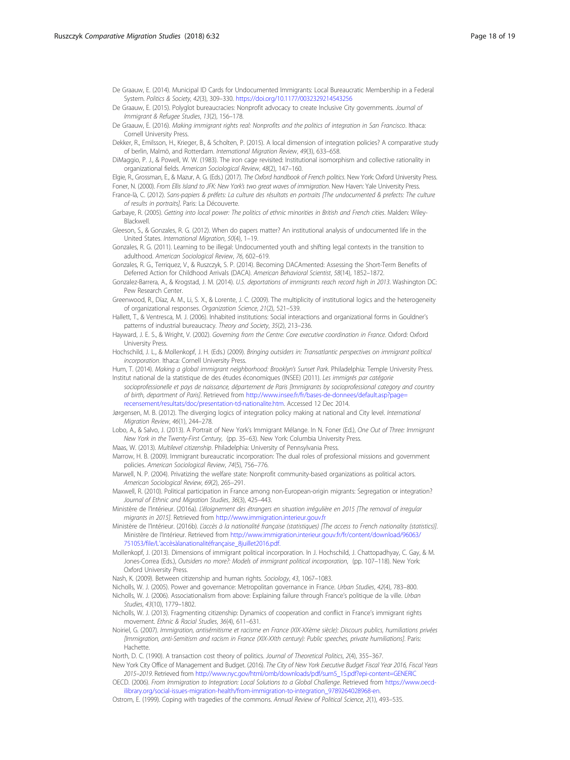De Graauw, E. (2014). Municipal ID Cards for Undocumented Immigrants: Local Bureaucratic Membership in a Federal System. *Politics & Society*, *42*(3), 309–330. https://doi.org/10.1177/0032329214543256

De Graauw, E. (2015). Polyglot bureaucracies: Nonprofit advocacy to create Inclusive City governments. *Journal of Immigrant & Refugee Studies*, *13*(2), 156–178.

De Graauw, E. (2016). *Making immigrant rights real: Nonprofits and the politics of integration in San Francisco*. Ithaca: Cornell University Press.

Dekker, R., Emilsson, H., Krieger, B., & Scholten, P. (2015). A local dimension of integration policies? A comparative study of berlin, Malmö, and Rotterdam. *International Migration Review*, *49*(3), 633–658.

DiMaggio, P. J., & Powell, W. W. (1983). The iron cage revisited: Institutional isomorphism and collective rationality in organizational fields. *American Sociological Review*, *48*(2), 147–160.

Elgie, R., Grossman, E., & Mazur, A. G. (Eds.) (2017). *The Oxford handbook of French politics*. New York: Oxford University Press.

Foner, N. (2000). *From Ellis Island to JFK: New York's two great waves of immigration*. New Haven: Yale University Press.

France-là, C. (2012). *Sans-papiers & préfets: La culture des résultats en portraits [The undocumented & prefects: The culture of results in portraits]*. Paris: La Découverte.

Garbaye, R. (2005). *Getting into local power: The politics of ethnic minorities in British and French cities*. Malden: Wiley-Blackwell.

Gleeson, S., & Gonzales, R. G. (2012). When do papers matter? An institutional analysis of undocumented life in the United States. *International Migration*, *50*(4), 1–19.

Gonzales, R. G. (2011). Learning to be illegal: Undocumented youth and shifting legal contexts in the transition to adulthood. *American Sociological Review*, *76*, 602–619.

Gonzales, R. G., Terriquez, V., & Ruszczyk, S. P. (2014). Becoming DACAmented: Assessing the Short-Term Benefits of Deferred Action for Childhood Arrivals (DACA). *American Behavioral Scientist*, *58*(14), 1852–1872.

Gonzalez-Barrera, A., & Krogstad, J. M. (2014). *U.S. deportations of immigrants reach record high in 2013*. Washington DC: Pew Research Center.

Greenwood, R., Díaz, A. M., Li, S. X., & Lorente, J. C. (2009). The multiplicity of institutional logics and the heterogeneity of organizational responses. *Organization Science*, *21*(2), 521–539.

Hallett, T., & Ventresca, M. J. (2006). Inhabited institutions: Social interactions and organizational forms in Gouldner's patterns of industrial bureaucracy. *Theory and Society*, *35*(2), 213–236.

Hayward, J. E. S., & Wright, V. (2002). *Governing from the Centre: Core executive coordination in France*. Oxford: Oxford University Press.

Hochschild, J. L., & Mollenkopf, J. H. (Eds.) (2009). *Bringing outsiders in: Transatlantic perspectives on immigrant political incorporation*. Ithaca: Cornell University Press.

Hum, T. (2014). *Making a global immigrant neighborhood: Brooklyn's Sunset Park*. Philadelphia: Temple University Press.

Institut national de la statistique de des études économiques (INSEE) (2011). *Les immigrés par catégorie socioprofessionelle et pays de naissance, département de Paris [Immigrants by socioprofessional category and country of birth, department of Paris]*. Retrieved from http://www.insee.fr/fr/bases-de-donnees/default.asp?page=recensement/resultats/doc/presentation-td-nationalite.htm. Accessed 12 Dec 2014.

Jørgensen, M. B. (2012). The diverging logics of integration policy making at national and City level. *International Migration Review*, *46*(1), 244–278.

Lobo, A., & Salvo, J. (2013). A Portrait of New York's Immigrant Mélange. In N. Foner (Ed.), *One Out of Three: Immigrant New York in the Twenty-First Century*, (pp. 35–63). New York: Columbia University Press.

Maas, W. (2013). *Multilevel citizenship*. Philadelphia: University of Pennsylvania Press.

Marrow, H. B. (2009). Immigrant bureaucratic incorporation: The dual roles of professional missions and government policies. *American Sociological Review*, *74*(5), 756–776.

Marwell, N. P. (2004). Privatizing the welfare state: Nonprofit community-based organizations as political actors. *American Sociological Review*, *69*(2), 265–291.

Maxwell, R. (2010). Political participation in France among non-European-origin migrants: Segregation or integration? *Journal of Ethnic and Migration Studies*, *36*(3), 425–443.

Ministère de l'Intérieur. (2016a). *L'éloignement des étrangers en situation irrégulière en 2015 [The removal of irregular migrants in 2015]*. Retrieved from http://www.immigration.interieur.gouv.fr

Ministère de l'Intérieur. (2016b). *L'accès à la nationalité française (statistiques) [The access to French nationality (statistics)]*. Ministère de l'Intérieur. Retrieved from http://www.immigration.interieur.gouv.fr/fr/content/download/96063/751053/file/L'accèsàlanationalitéfrançaise_8juillet2016.pdf.

Mollenkopf, J. (2013). Dimensions of immigrant political incorporation. In J. Hochschild, J. Chattopadhyay, C. Gay, & M. Jones-Correa (Eds.), *Outsiders no more?: Models of immigrant political incorporation*, (pp. 107–118). New York: Oxford University Press.

Nash, K. (2009). Between citizenship and human rights. *Sociology*, *43*, 1067–1083.

Nicholls, W. J. (2005). Power and governance: Metropolitan governance in France. *Urban Studies*, *42*(4), 783–800.

Nicholls, W. J. (2006). Associationalism from above: Explaining failure through France's politique de la ville. *Urban Studies*, *43*(10), 1779–1802.

Nicholls, W. J. (2013). Fragmenting citizenship: Dynamics of cooperation and conflict in France's immigrant rights movement. *Ethnic & Racial Studies*, *36*(4), 611–631.

Noiriel, G. (2007). *Immigration, antisémitisme et racisme en France (XIX-XXème siècle): Discours publics, humiliations privées [Immigration, anti-Semitism and racism in France (XIX-XXth century): Public speeches, private humiliations]*. Paris: Hachette.

North, D. C. (1990). A transaction cost theory of politics. *Journal of Theoretical Politics*, *2*(4), 355–367.

New York City Office of Management and Budget. (2016). *The City of New York Executive Budget Fiscal Year 2016, Fiscal Years 2015–2019*. Retrieved from http://www.nyc.gov/html/omb/downloads/pdf/sum5_15.pdf?epi-content=GENERIC

OECD. (2006). *From Immigration to Integration: Local Solutions to a Global Challenge*. Retrieved from https://www.oecd-ilibrary.org/social-issues-migration-health/from-immigration-to-integration_9789264028968-en.

Ostrom, E. (1999). Coping with tragedies of the commons. *Annual Review of Political Science*, *2*(1), 493–535.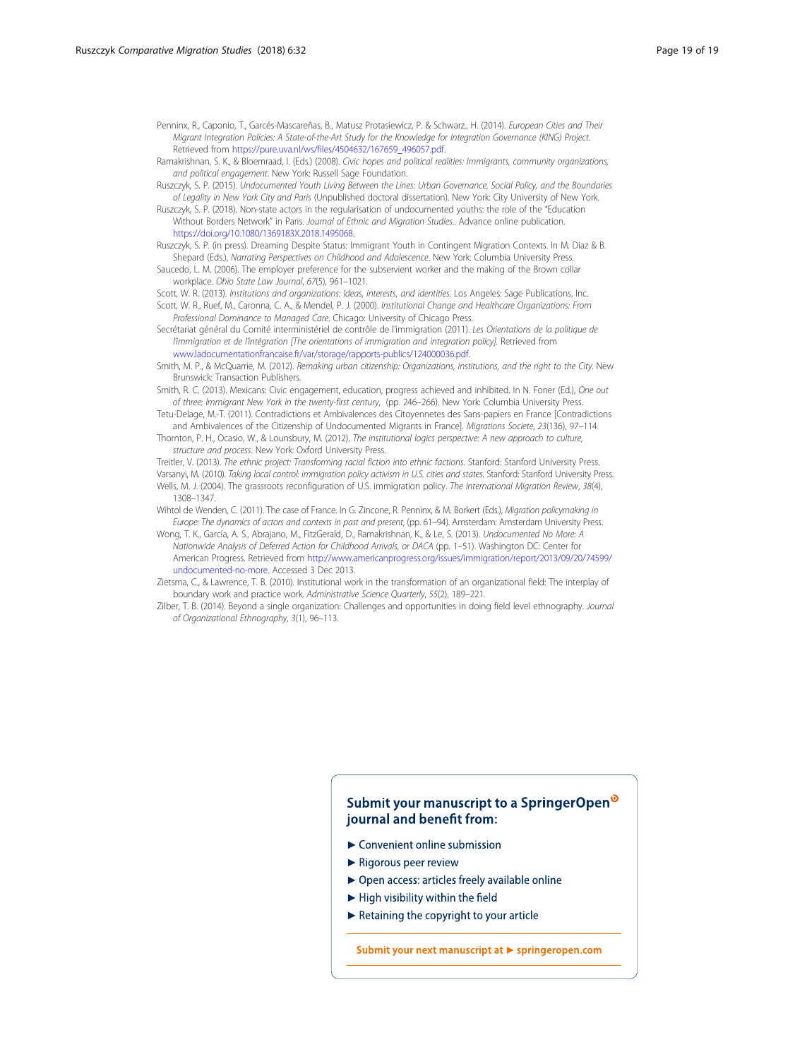Penninx, R., Caponio, T., Garcés-Mascareñas, B., Matusz Protasiewicz, P. & Schwarz., H. (2014). *European Cities and Their Migrant Integration Policies: A State-of-the-Art Study for the Knowledge for Integration Governance (KING) Project*. Retrieved from https://pure.uva.nl/ws/files/4504632/167659_496057.pdf.

Ramakrishnan, S. K., & Bloemraad, I. (Eds.) (2008). *Civic hopes and political realities: Immigrants, community organizations, and political engagement*. New York: Russell Sage Foundation.

Ruszczyk, S. P. (2015). *Undocumented Youth Living Between the Lines: Urban Governance, Social Policy, and the Boundaries of Legality in New York City and Paris* (Unpublished doctoral dissertation). New York: City University of New York.

Ruszczyk, S. P. (2018). Non-state actors in the regularisation of undocumented youths: the role of the "Education Without Borders Network" in Paris. *Journal of Ethnic and Migration Studies.*. Advance online publication. https://doi.org/10.1080/1369183X.2018.1495068.

Ruszczyk, S. P. (in press). Dreaming Despite Status: Immigrant Youth in Contingent Migration Contexts. In M. Diaz & B. Shepard (Eds.), *Narrating Perspectives on Childhood and Adolescence*. New York: Columbia University Press.

Saucedo, L. M. (2006). The employer preference for the subservient worker and the making of the Brown collar workplace. *Ohio State Law Journal*, *67*(5), 961–1021.

Scott, W. R. (2013). *Institutions and organizations: Ideas, interests, and identities*. Los Angeles: Sage Publications, Inc.

Scott, W. R., Ruef, M., Caronna, C. A., & Mendel, P. J. (2000). *Institutional Change and Healthcare Organizations: From Professional Dominance to Managed Care*. Chicago: University of Chicago Press.

Secrétariat général du Comité interministériel de contrôle de l'immigration (2011). *Les Orientations de la politique de l'immigration et de l'intégration [The orientations of immigration and integration policy]*. Retrieved from www.ladocumentationfrancaise.fr/var/storage/rapports-publics/124000036.pdf.

Smith, M. P., & McQuarrie, M. (2012). *Remaking urban citizenship: Organizations, institutions, and the right to the City*. New Brunswick: Transaction Publishers.

Smith, R. C. (2013). Mexicans: Civic engagement, education, progress achieved and inhibited. In N. Foner (Ed.), *One out of three: Immigrant New York in the twenty-first century*, (pp. 246–266). New York: Columbia University Press.

Tetu-Delage, M.-T. (2011). Contradictions et Ambivalences des Citoyennetes des Sans-papiers en France [Contradictions and Ambivalences of the Citizenship of Undocumented Migrants in France]. *Migrations Societe*, *23*(136), 97–114.

Thornton, P. H., Ocasio, W., & Lounsbury, M. (2012). *The institutional logics perspective: A new approach to culture, structure and process*. New York: Oxford University Press.

Treitler, V. (2013). *The ethnic project: Transforming racial fiction into ethnic factions*. Stanford: Stanford University Press.

Varsanyi, M. (2010). *Taking local control: immigration policy activism in U.S. cities and states*. Stanford: Stanford University Press.

Wells, M. J. (2004). The grassroots reconfiguration of U.S. immigration policy. *The International Migration Review*, *38*(4), 1308–1347.

Wihtol de Wenden, C. (2011). The case of France. In G. Zincone, R. Penninx, & M. Borkert (Eds.), *Migration policymaking in Europe: The dynamics of actors and contexts in past and present*, (pp. 61–94). Amsterdam: Amsterdam University Press.

Wong, T. K., García, A. S., Abrajano, M., FitzGerald, D., Ramakrishnan, K., & Le, S. (2013). *Undocumented No More: A Nationwide Analysis of Deferred Action for Childhood Arrivals, or DACA* (pp. 1–51). Washington DC: Center for American Progress. Retrieved from http://www.americanprogress.org/issues/immigration/report/2013/09/20/74599/undocumented-no-more. Accessed 3 Dec 2013.

Zietsma, C., & Lawrence, T. B. (2010). Institutional work in the transformation of an organizational field: The interplay of boundary work and practice work. *Administrative Science Quarterly*, *55*(2), 189–221.

Zilber, T. B. (2014). Beyond a single organization: Challenges and opportunities in doing field level ethnography. *Journal of Organizational Ethnography*, *3*(1), 96–113.

**Submit your manuscript to a SpringerOpen journal and benefit from:**

- ► Convenient online submission
- ► Rigorous peer review
- ► Open access: articles freely available online
- ► High visibility within the field
- ► Retaining the copyright to your article

**Submit your next manuscript at ► springeropen.com**